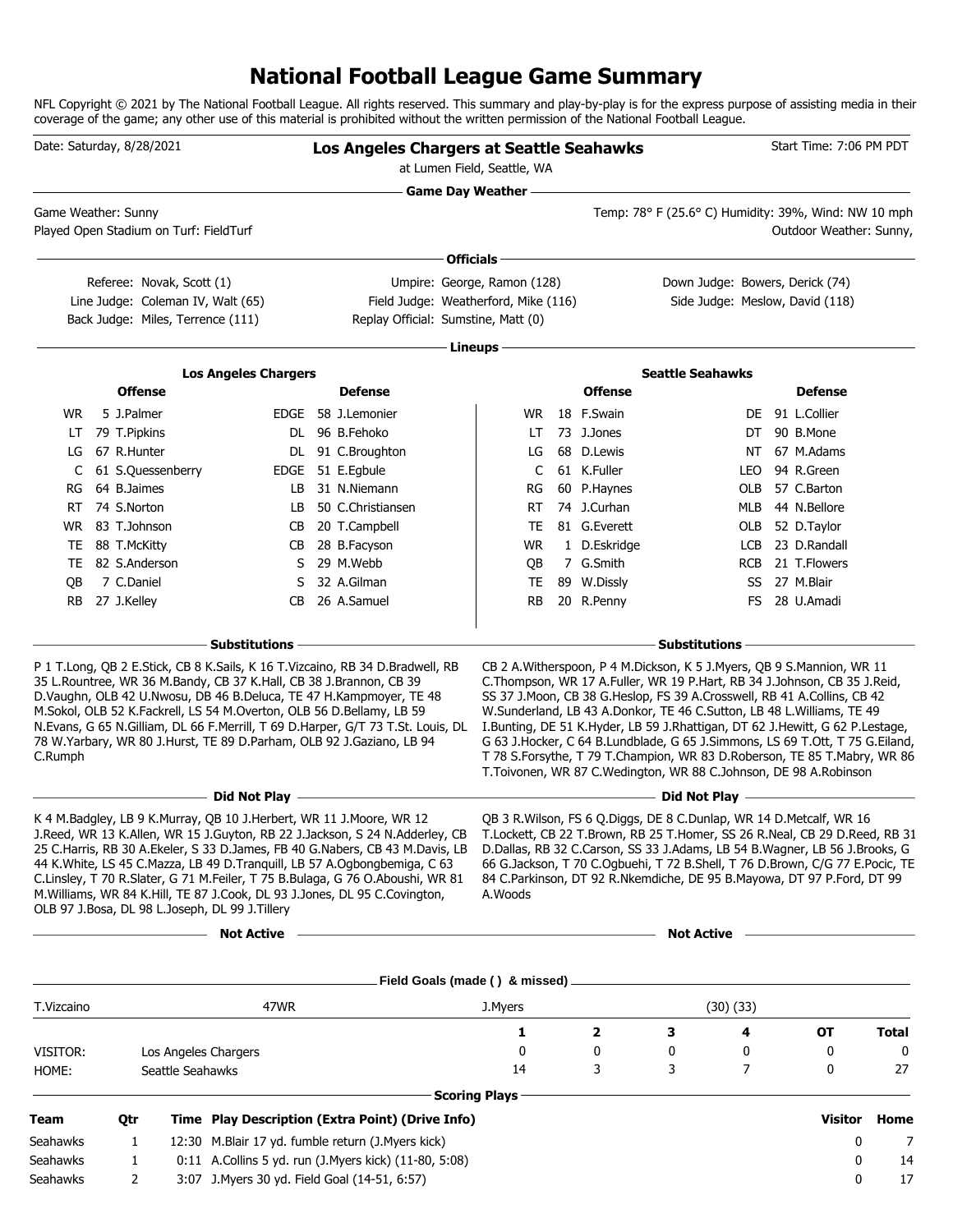# National Football League Game Summary

NFL Copyright © 2021 by The National Football League. All rights reserved. This summary and play-by-play is for the express purpose of assisting media in their coverage of the game; any other use of this material is prohibited without the written permission of the National Football League.

Date: Saturday, 8/28/2021

## Los Angeles Chargers at Seattle Seahawks

at Lumen Field, Seattle, WA

Start Time: 7:06 PM PDT

### Game Day Weather

Game Weather: Sunny

Played Open Stadium on Turf: FieldTurf

Temp: 78° F (25.6° C) Humidity: 39%, Wind: NW 10 mph

Outdoor Weather: Sunny,

### Officials

Referee: Novak, Scott (1)
Umpire: George, Ramon (128)
Down Judge: Bowers, Derick (74)
Line Judge: Coleman IV, Walt (65)
Field Judge: Weatherford, Mike (116)
Side Judge: Meslow, David (118)
Back Judge: Miles, Terrence (111)
Replay Official: Sumstine, Matt (0)

### Lineups

**Los Angeles Chargers**

| Offense | | | Defense | | |
|---|---|---|---|---|---|
| WR | 5 | J.Palmer | EDGE | 58 | J.Lemonier |
| LT | 79 | T.Pipkins | DL | 96 | B.Fehoko |
| LG | 67 | R.Hunter | DL | 91 | C.Broughton |
| C | 61 | S.Quessenberry | EDGE | 51 | E.Egbule |
| RG | 64 | B.Jaimes | LB | 31 | N.Niemann |
| RT | 74 | S.Norton | LB | 50 | C.Christiansen |
| WR | 83 | T.Johnson | CB | 20 | T.Campbell |
| TE | 88 | T.McKitty | CB | 28 | B.Facyson |
| TE | 82 | S.Anderson | S | 29 | M.Webb |
| QB | 7 | C.Daniel | S | 32 | A.Gilman |
| RB | 27 | J.Kelley | CB | 26 | A.Samuel |

**Seattle Seahawks**

| Offense | | | Defense | | |
|---|---|---|---|---|---|
| WR | 18 | F.Swain | DE | 91 | L.Collier |
| LT | 73 | J.Jones | DT | 90 | B.Mone |
| LG | 68 | D.Lewis | NT | 67 | M.Adams |
| C | 61 | K.Fuller | LEO | 94 | R.Green |
| RG | 60 | P.Haynes | OLB | 57 | C.Barton |
| RT | 74 | J.Curhan | MLB | 44 | N.Bellore |
| TE | 81 | G.Everett | OLB | 52 | D.Taylor |
| WR | 1 | D.Eskridge | LCB | 23 | D.Randall |
| QB | 7 | G.Smith | RCB | 21 | T.Flowers |
| TE | 89 | W.Dissly | SS | 27 | M.Blair |
| RB | 20 | R.Penny | FS | 28 | U.Amadi |

### Substitutions

**Los Angeles Chargers:** P 1 T.Long, QB 2 E.Stick, CB 8 K.Sails, K 16 T.Vizcaino, RB 34 D.Bradwell, RB 35 L.Rountree, WR 36 M.Bandy, CB 37 K.Hall, CB 38 J.Brannon, CB 39 D.Vaughn, OLB 42 U.Nwosu, DB 46 B.Deluca, TE 47 H.Kampmoyer, TE 48 M.Sokol, OLB 52 K.Fackrell, LS 54 M.Overton, OLB 56 D.Bellamy, LB 59 N.Evans, G 65 N.Gilliam, DL 66 F.Merrill, T 69 D.Harper, G/T 73 T.St. Louis, DL 78 W.Yarbary, WR 80 J.Hurst, TE 89 D.Parham, OLB 92 J.Gaziano, LB 94 C.Rumph

**Seattle Seahawks:** CB 2 A.Witherspoon, P 4 M.Dickson, K 5 J.Myers, QB 9 S.Mannion, WR 11 C.Thompson, WR 17 A.Fuller, WR 19 P.Hart, RB 34 J.Johnson, CB 35 J.Reid, SS 37 J.Moon, CB 38 G.Heslop, FS 39 A.Crosswell, RB 41 A.Collins, CB 42 W.Sunderland, LB 43 A.Donkor, TE 46 C.Sutton, LB 48 L.Williams, TE 49 I.Bunting, DE 51 K.Hyder, LB 59 J.Rhattigan, DT 62 J.Hewitt, G 62 P.Lestage, G 63 J.Hocker, C 64 B.Lundblade, G 65 J.Simmons, LS 69 T.Ott, T 75 G.Eiland, T 78 S.Forsythe, T 79 T.Champion, WR 83 D.Roberson, TE 85 T.Mabry, WR 86 T.Toivonen, WR 87 C.Wedington, WR 88 C.Johnson, DE 98 A.Robinson

### Did Not Play

**Los Angeles Chargers:** K 4 M.Badgley, LB 9 K.Murray, QB 10 J.Herbert, WR 11 J.Moore, WR 12 J.Reed, WR 13 K.Allen, WR 15 J.Guyton, RB 22 J.Jackson, S 24 N.Adderley, CB 25 C.Harris, RB 30 A.Ekeler, S 33 D.James, FB 40 G.Nabers, CB 43 M.Davis, LB 44 K.White, LS 45 C.Mazza, LB 49 D.Tranquill, LB 57 A.Ogbongbemiga, C 63 C.Linsley, T 70 R.Slater, G 71 M.Feiler, T 75 B.Bulaga, G 76 O.Aboushi, WR 81 M.Williams, WR 84 K.Hill, TE 87 J.Cook, DL 93 J.Jones, DL 95 C.Covington, OLB 97 J.Bosa, DL 98 L.Joseph, DL 99 J.Tillery

**Seattle Seahawks:** QB 3 R.Wilson, FS 6 Q.Diggs, DE 8 C.Dunlap, WR 14 D.Metcalf, WR 16 T.Lockett, CB 22 T.Brown, RB 25 T.Homer, SS 26 R.Neal, CB 29 D.Reed, RB 31 D.Dallas, RB 32 C.Carson, SS 33 J.Adams, LB 54 B.Wagner, LB 56 J.Brooks, G 66 G.Jackson, T 70 C.Ogbuehi, T 72 B.Shell, T 76 D.Brown, C/G 77 E.Pocic, TE 84 C.Parkinson, DT 92 R.Nkemdiche, DE 95 B.Mayowa, DT 97 P.Ford, DT 99 A.Woods

### Not Active

**Los Angeles Chargers:**

**Seattle Seahawks:**

### Field Goals (made ( ) & missed)

| | | | |
|---|---|---|---|
| T.Vizcaino | 47WR | J.Myers | (30) (33) |

| | | 1 | 2 | 3 | 4 | OT | Total |
|---|---|---|---|---|---|---|---|
| VISITOR: | Los Angeles Chargers | 0 | 0 | 0 | 0 | 0 | 0 |
| HOME: | Seattle Seahawks | 14 | 3 | 3 | 7 | 0 | 27 |

### Scoring Plays

| Team | Qtr | Time | Play Description (Extra Point) (Drive Info) | Visitor | Home |
|---|---|---|---|---|---|
| Seahawks | 1 | 12:30 | M.Blair 17 yd. fumble return (J.Myers kick) | 0 | 7 |
| Seahawks | 1 | 0:11 | A.Collins 5 yd. run (J.Myers kick) (11-80, 5:08) | 0 | 14 |
| Seahawks | 2 | 3:07 | J.Myers 30 yd. Field Goal (14-51, 6:57) | 0 | 17 |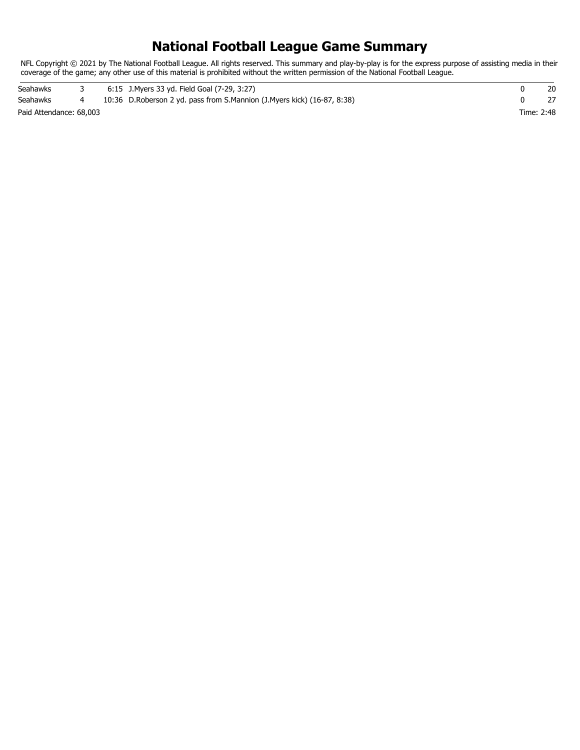# National Football League Game Summary

NFL Copyright © 2021 by The National Football League. All rights reserved. This summary and play-by-play is for the express purpose of assisting media in their coverage of the game; any other use of this material is prohibited without the written permission of the National Football League.

| | | | | | |
|---|---|---|---|---|---|
| Seahawks | 3 | 6:15 | J.Myers 33 yd. Field Goal (7-29, 3:27) | 0 | 20 |
| Seahawks | 4 | 10:36 | D.Roberson 2 yd. pass from S.Mannion (J.Myers kick) (16-87, 8:38) | 0 | 27 |

Paid Attendance: 68,003

Time: 2:48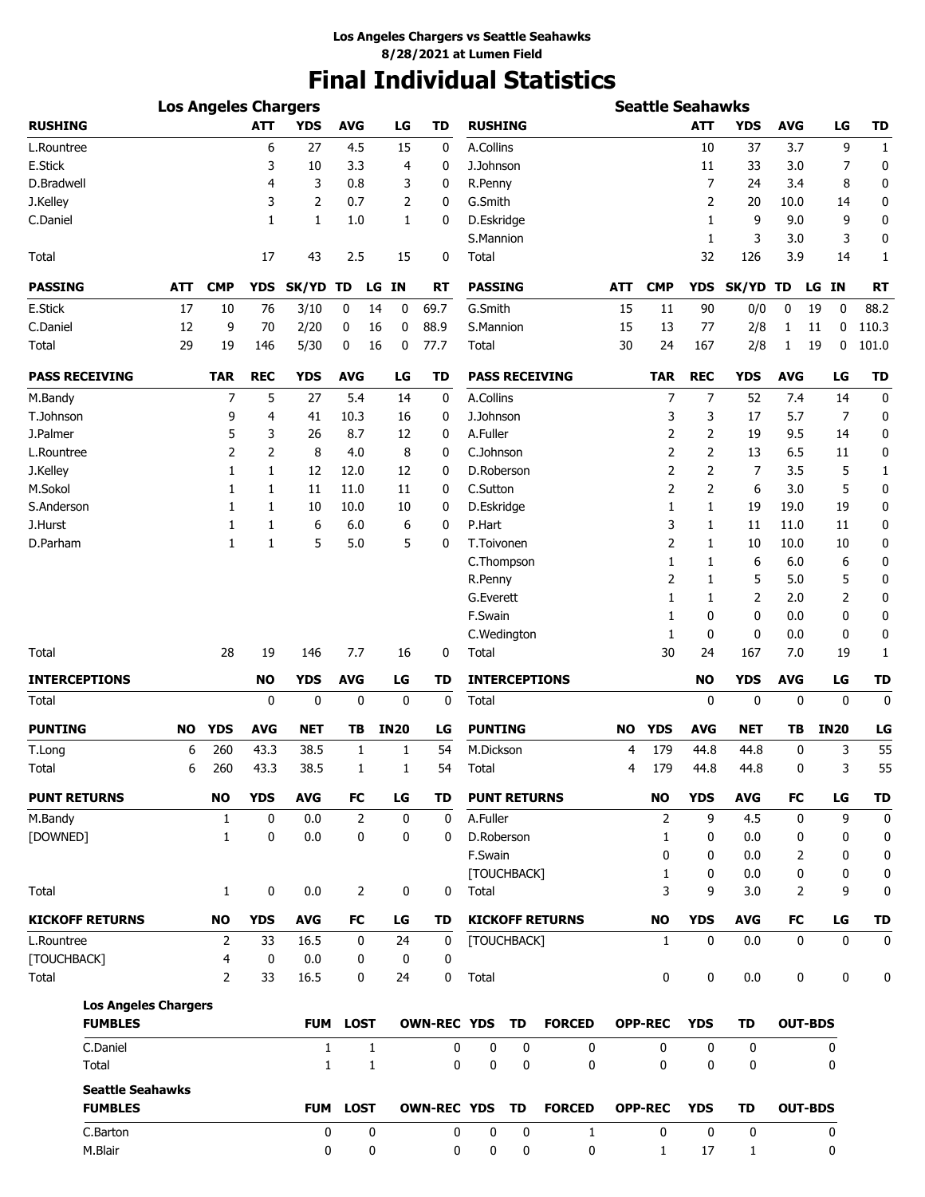**Los Angeles Chargers vs Seattle Seahawks**
**8/28/2021 at Lumen Field**

# Final Individual Statistics

## Los Angeles Chargers

| RUSHING | ATT | YDS | AVG | LG | TD |
|---|---|---|---|---|---|
| L.Rountree | 6 | 27 | 4.5 | 15 | 0 |
| E.Stick | 3 | 10 | 3.3 | 4 | 0 |
| D.Bradwell | 4 | 3 | 0.8 | 3 | 0 |
| J.Kelley | 3 | 2 | 0.7 | 2 | 0 |
| C.Daniel | 1 | 1 | 1.0 | 1 | 0 |
| Total | 17 | 43 | 2.5 | 15 | 0 |

| PASSING | ATT | CMP | YDS | SK/YD | TD | LG | IN | RT |
|---|---|---|---|---|---|---|---|---|
| E.Stick | 17 | 10 | 76 | 3/10 | 0 | 14 | 0 | 69.7 |
| C.Daniel | 12 | 9 | 70 | 2/20 | 0 | 16 | 0 | 88.9 |
| Total | 29 | 19 | 146 | 5/30 | 0 | 16 | 0 | 77.7 |

| PASS RECEIVING | TAR | REC | YDS | AVG | LG | TD |
|---|---|---|---|---|---|---|
| M.Bandy | 7 | 5 | 27 | 5.4 | 14 | 0 |
| T.Johnson | 9 | 4 | 41 | 10.3 | 16 | 0 |
| J.Palmer | 5 | 3 | 26 | 8.7 | 12 | 0 |
| L.Rountree | 2 | 2 | 8 | 4.0 | 8 | 0 |
| J.Kelley | 1 | 1 | 12 | 12.0 | 12 | 0 |
| M.Sokol | 1 | 1 | 11 | 11.0 | 11 | 0 |
| S.Anderson | 1 | 1 | 10 | 10.0 | 10 | 0 |
| J.Hurst | 1 | 1 | 6 | 6.0 | 6 | 0 |
| D.Parham | 1 | 1 | 5 | 5.0 | 5 | 0 |
| Total | 28 | 19 | 146 | 7.7 | 16 | 0 |

| INTERCEPTIONS | NO | YDS | AVG | LG | TD |
|---|---|---|---|---|---|
| Total | 0 | 0 | 0 | 0 | 0 |

| PUNTING | NO | YDS | AVG | NET | TB | IN20 | LG |
|---|---|---|---|---|---|---|---|
| T.Long | 6 | 260 | 43.3 | 38.5 | 1 | 1 | 54 |
| Total | 6 | 260 | 43.3 | 38.5 | 1 | 1 | 54 |

| PUNT RETURNS | NO | YDS | AVG | FC | LG | TD |
|---|---|---|---|---|---|---|
| M.Bandy | 1 | 0 | 0.0 | 2 | 0 | 0 |
| [DOWNED] | 1 | 0 | 0.0 | 0 | 0 | 0 |
| Total | 1 | 0 | 0.0 | 2 | 0 | 0 |

| KICKOFF RETURNS | NO | YDS | AVG | FC | LG | TD |
|---|---|---|---|---|---|---|
| L.Rountree | 2 | 33 | 16.5 | 0 | 24 | 0 |
| [TOUCHBACK] | 4 | 0 | 0.0 | 0 | 0 | 0 |
| Total | 2 | 33 | 16.5 | 0 | 24 | 0 |

## Seattle Seahawks

| RUSHING | ATT | YDS | AVG | LG | TD |
|---|---|---|---|---|---|
| A.Collins | 10 | 37 | 3.7 | 9 | 1 |
| J.Johnson | 11 | 33 | 3.0 | 7 | 0 |
| R.Penny | 7 | 24 | 3.4 | 8 | 0 |
| G.Smith | 2 | 20 | 10.0 | 14 | 0 |
| D.Eskridge | 1 | 9 | 9.0 | 9 | 0 |
| S.Mannion | 1 | 3 | 3.0 | 3 | 0 |
| Total | 32 | 126 | 3.9 | 14 | 1 |

| PASSING | ATT | CMP | YDS | SK/YD | TD | LG | IN | RT |
|---|---|---|---|---|---|---|---|---|
| G.Smith | 15 | 11 | 90 | 0/0 | 0 | 19 | 0 | 88.2 |
| S.Mannion | 15 | 13 | 77 | 2/8 | 1 | 11 | 0 | 110.3 |
| Total | 30 | 24 | 167 | 2/8 | 1 | 19 | 0 | 101.0 |

| PASS RECEIVING | TAR | REC | YDS | AVG | LG | TD |
|---|---|---|---|---|---|---|
| A.Collins | 7 | 7 | 52 | 7.4 | 14 | 0 |
| J.Johnson | 3 | 3 | 17 | 5.7 | 7 | 0 |
| A.Fuller | 2 | 2 | 19 | 9.5 | 14 | 0 |
| C.Johnson | 2 | 2 | 13 | 6.5 | 11 | 0 |
| D.Roberson | 2 | 2 | 7 | 3.5 | 5 | 1 |
| C.Sutton | 2 | 2 | 6 | 3.0 | 5 | 0 |
| D.Eskridge | 1 | 1 | 19 | 19.0 | 19 | 0 |
| P.Hart | 3 | 1 | 11 | 11.0 | 11 | 0 |
| T.Toivonen | 2 | 1 | 10 | 10.0 | 10 | 0 |
| C.Thompson | 1 | 1 | 6 | 6.0 | 6 | 0 |
| R.Penny | 2 | 1 | 5 | 5.0 | 5 | 0 |
| G.Everett | 1 | 1 | 2 | 2.0 | 2 | 0 |
| F.Swain | 1 | 0 | 0 | 0.0 | 0 | 0 |
| C.Wedington | 1 | 0 | 0 | 0.0 | 0 | 0 |
| Total | 30 | 24 | 167 | 7.0 | 19 | 1 |

| INTERCEPTIONS | NO | YDS | AVG | LG | TD |
|---|---|---|---|---|---|
| Total | 0 | 0 | 0 | 0 | 0 |

| PUNTING | NO | YDS | AVG | NET | TB | IN20 | LG |
|---|---|---|---|---|---|---|---|
| M.Dickson | 4 | 179 | 44.8 | 44.8 | 0 | 3 | 55 |
| Total | 4 | 179 | 44.8 | 44.8 | 0 | 3 | 55 |

| PUNT RETURNS | NO | YDS | AVG | FC | LG | TD |
|---|---|---|---|---|---|---|
| A.Fuller | 2 | 9 | 4.5 | 0 | 9 | 0 |
| D.Roberson | 1 | 0 | 0.0 | 0 | 0 | 0 |
| F.Swain | 0 | 0 | 0.0 | 2 | 0 | 0 |
| [TOUCHBACK] | 1 | 0 | 0.0 | 0 | 0 | 0 |
| Total | 3 | 9 | 3.0 | 2 | 9 | 0 |

| KICKOFF RETURNS | NO | YDS | AVG | FC | LG | TD |
|---|---|---|---|---|---|---|
| [TOUCHBACK] | 1 | 0 | 0.0 | 0 | 0 | 0 |
| Total | 0 | 0 | 0.0 | 0 | 0 | 0 |

## Los Angeles Chargers

| FUMBLES | FUM | LOST | OWN-REC | YDS | TD | FORCED | OPP-REC | YDS | TD | OUT-BDS |
|---|---|---|---|---|---|---|---|---|---|---|
| C.Daniel | 1 | 1 | 0 | 0 | 0 | 0 | 0 | 0 | 0 | 0 |
| Total | 1 | 1 | 0 | 0 | 0 | 0 | 0 | 0 | 0 | 0 |

## Seattle Seahawks

| FUMBLES | FUM | LOST | OWN-REC | YDS | TD | FORCED | OPP-REC | YDS | TD | OUT-BDS |
|---|---|---|---|---|---|---|---|---|---|---|
| C.Barton | 0 | 0 | 0 | 0 | 0 | 1 | 0 | 0 | 0 | 0 |
| M.Blair | 0 | 0 | 0 | 0 | 0 | 0 | 1 | 17 | 1 | 0 |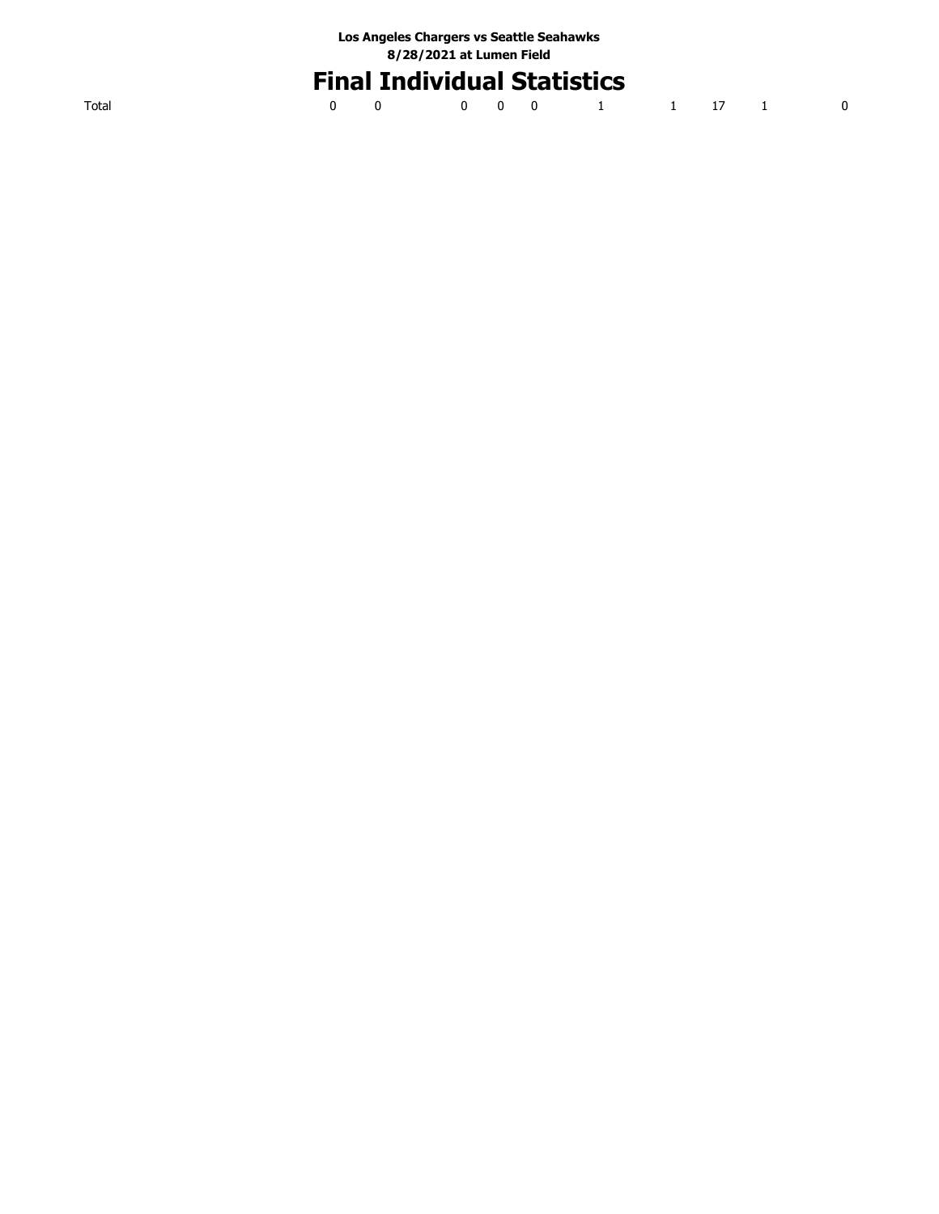Los Angeles Chargers vs Seattle Seahawks
8/28/2021 at Lumen Field

# Final Individual Statistics

| Total | 0 | 0 | 0 | 0 | 0 | 1 | 1 | 17 | 1 | 0 |
|---|---|---|---|---|---|---|---|---|---|---|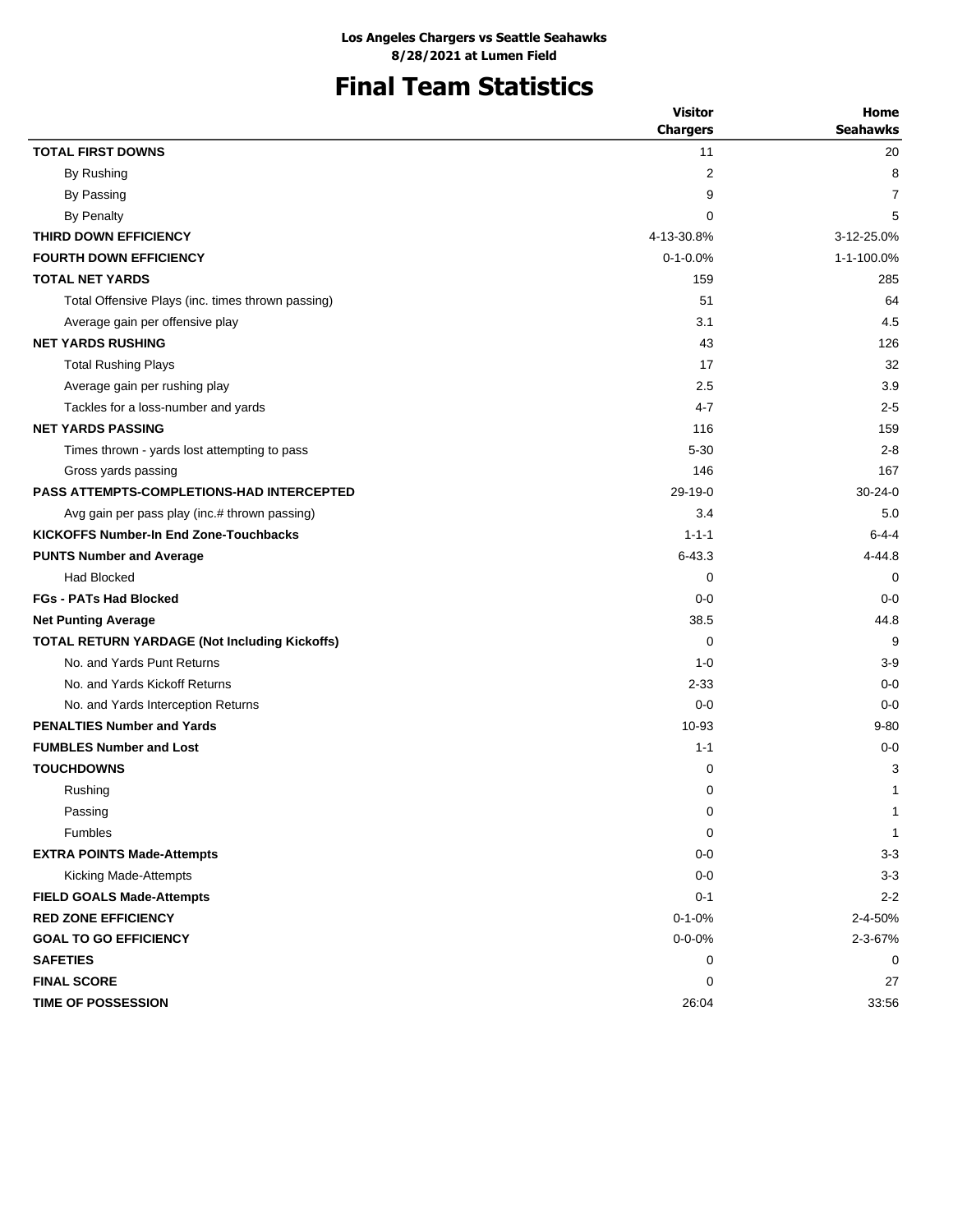**Los Angeles Chargers vs Seattle Seahawks**
**8/28/2021 at Lumen Field**

# Final Team Statistics

| | Visitor Chargers | Home Seahawks |
|---|---|---|
| **TOTAL FIRST DOWNS** | 11 | 20 |
| By Rushing | 2 | 8 |
| By Passing | 9 | 7 |
| By Penalty | 0 | 5 |
| **THIRD DOWN EFFICIENCY** | 4-13-30.8% | 3-12-25.0% |
| **FOURTH DOWN EFFICIENCY** | 0-1-0.0% | 1-1-100.0% |
| **TOTAL NET YARDS** | 159 | 285 |
| Total Offensive Plays (inc. times thrown passing) | 51 | 64 |
| Average gain per offensive play | 3.1 | 4.5 |
| **NET YARDS RUSHING** | 43 | 126 |
| Total Rushing Plays | 17 | 32 |
| Average gain per rushing play | 2.5 | 3.9 |
| Tackles for a loss-number and yards | 4-7 | 2-5 |
| **NET YARDS PASSING** | 116 | 159 |
| Times thrown - yards lost attempting to pass | 5-30 | 2-8 |
| Gross yards passing | 146 | 167 |
| **PASS ATTEMPTS-COMPLETIONS-HAD INTERCEPTED** | 29-19-0 | 30-24-0 |
| Avg gain per pass play (inc.# thrown passing) | 3.4 | 5.0 |
| **KICKOFFS Number-In End Zone-Touchbacks** | 1-1-1 | 6-4-4 |
| **PUNTS Number and Average** | 6-43.3 | 4-44.8 |
| Had Blocked | 0 | 0 |
| **FGs - PATs Had Blocked** | 0-0 | 0-0 |
| **Net Punting Average** | 38.5 | 44.8 |
| **TOTAL RETURN YARDAGE (Not Including Kickoffs)** | 0 | 9 |
| No. and Yards Punt Returns | 1-0 | 3-9 |
| No. and Yards Kickoff Returns | 2-33 | 0-0 |
| No. and Yards Interception Returns | 0-0 | 0-0 |
| **PENALTIES Number and Yards** | 10-93 | 9-80 |
| **FUMBLES Number and Lost** | 1-1 | 0-0 |
| **TOUCHDOWNS** | 0 | 3 |
| Rushing | 0 | 1 |
| Passing | 0 | 1 |
| Fumbles | 0 | 1 |
| **EXTRA POINTS Made-Attempts** | 0-0 | 3-3 |
| Kicking Made-Attempts | 0-0 | 3-3 |
| **FIELD GOALS Made-Attempts** | 0-1 | 2-2 |
| **RED ZONE EFFICIENCY** | 0-1-0% | 2-4-50% |
| **GOAL TO GO EFFICIENCY** | 0-0-0% | 2-3-67% |
| **SAFETIES** | 0 | 0 |
| **FINAL SCORE** | 0 | 27 |
| **TIME OF POSSESSION** | 26:04 | 33:56 |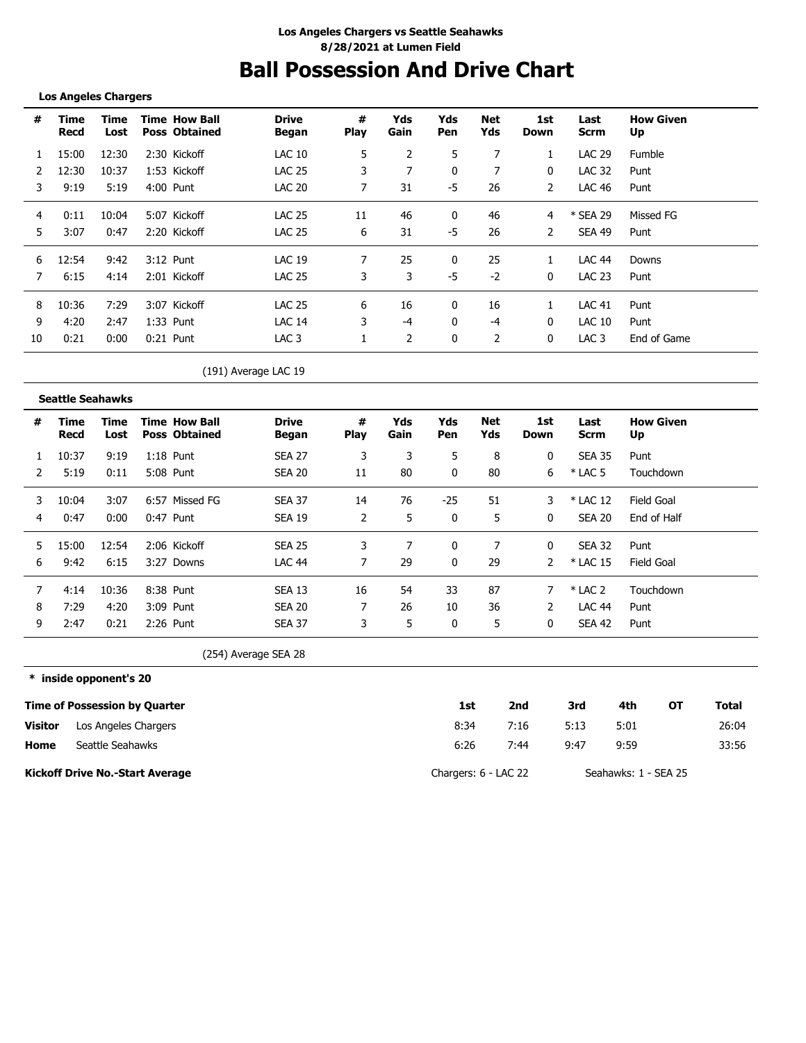**Los Angeles Chargers vs Seattle Seahawks**
**8/28/2021 at Lumen Field**

# Ball Possession And Drive Chart

**Los Angeles Chargers**

| # | Time Recd | Time Lost | Time Poss | How Ball Obtained | Drive Began | # Play | Yds Gain | Yds Pen | Net Yds | 1st Down | Last Scrm | How Given Up |
|---|---|---|---|---|---|---|---|---|---|---|---|---|
| 1 | 15:00 | 12:30 | 2:30 | Kickoff | LAC 10 | 5 | 2 | 5 | 7 | 1 | LAC 29 | Fumble |
| 2 | 12:30 | 10:37 | 1:53 | Kickoff | LAC 25 | 3 | 7 | 0 | 7 | 0 | LAC 32 | Punt |
| 3 | 9:19 | 5:19 | 4:00 | Punt | LAC 20 | 7 | 31 | -5 | 26 | 2 | LAC 46 | Punt |
| 4 | 0:11 | 10:04 | 5:07 | Kickoff | LAC 25 | 11 | 46 | 0 | 46 | 4 | * SEA 29 | Missed FG |
| 5 | 3:07 | 0:47 | 2:20 | Kickoff | LAC 25 | 6 | 31 | -5 | 26 | 2 | SEA 49 | Punt |
| 6 | 12:54 | 9:42 | 3:12 | Punt | LAC 19 | 7 | 25 | 0 | 25 | 1 | LAC 44 | Downs |
| 7 | 6:15 | 4:14 | 2:01 | Kickoff | LAC 25 | 3 | 3 | -5 | -2 | 0 | LAC 23 | Punt |
| 8 | 10:36 | 7:29 | 3:07 | Kickoff | LAC 25 | 6 | 16 | 0 | 16 | 1 | LAC 41 | Punt |
| 9 | 4:20 | 2:47 | 1:33 | Punt | LAC 14 | 3 | -4 | 0 | -4 | 0 | LAC 10 | Punt |
| 10 | 0:21 | 0:00 | 0:21 | Punt | LAC 3 | 1 | 2 | 0 | 2 | 0 | LAC 3 | End of Game |

(191) Average LAC 19

**Seattle Seahawks**

| # | Time Recd | Time Lost | Time Poss | How Ball Obtained | Drive Began | # Play | Yds Gain | Yds Pen | Net Yds | 1st Down | Last Scrm | How Given Up |
|---|---|---|---|---|---|---|---|---|---|---|---|---|
| 1 | 10:37 | 9:19 | 1:18 | Punt | SEA 27 | 3 | 3 | 5 | 8 | 0 | SEA 35 | Punt |
| 2 | 5:19 | 0:11 | 5:08 | Punt | SEA 20 | 11 | 80 | 0 | 80 | 6 | * LAC 5 | Touchdown |
| 3 | 10:04 | 3:07 | 6:57 | Missed FG | SEA 37 | 14 | 76 | -25 | 51 | 3 | * LAC 12 | Field Goal |
| 4 | 0:47 | 0:00 | 0:47 | Punt | SEA 19 | 2 | 5 | 0 | 5 | 0 | SEA 20 | End of Half |
| 5 | 15:00 | 12:54 | 2:06 | Kickoff | SEA 25 | 3 | 7 | 0 | 7 | 0 | SEA 32 | Punt |
| 6 | 9:42 | 6:15 | 3:27 | Downs | LAC 44 | 7 | 29 | 0 | 29 | 2 | * LAC 15 | Field Goal |
| 7 | 4:14 | 10:36 | 8:38 | Punt | SEA 13 | 16 | 54 | 33 | 87 | 7 | * LAC 2 | Touchdown |
| 8 | 7:29 | 4:20 | 3:09 | Punt | SEA 20 | 7 | 26 | 10 | 36 | 2 | LAC 44 | Punt |
| 9 | 2:47 | 0:21 | 2:26 | Punt | SEA 37 | 3 | 5 | 0 | 5 | 0 | SEA 42 | Punt |

(254) Average SEA 28

**\* inside opponent's 20**

| Time of Possession by Quarter | | 1st | 2nd | 3rd | 4th | OT | Total |
|---|---|---|---|---|---|---|---|
| **Visitor** | Los Angeles Chargers | 8:34 | 7:16 | 5:13 | 5:01 | | 26:04 |
| **Home** | Seattle Seahawks | 6:26 | 7:44 | 9:47 | 9:59 | | 33:56 |

**Kickoff Drive No.-Start Average** Chargers: 6 - LAC 22 Seahawks: 1 - SEA 25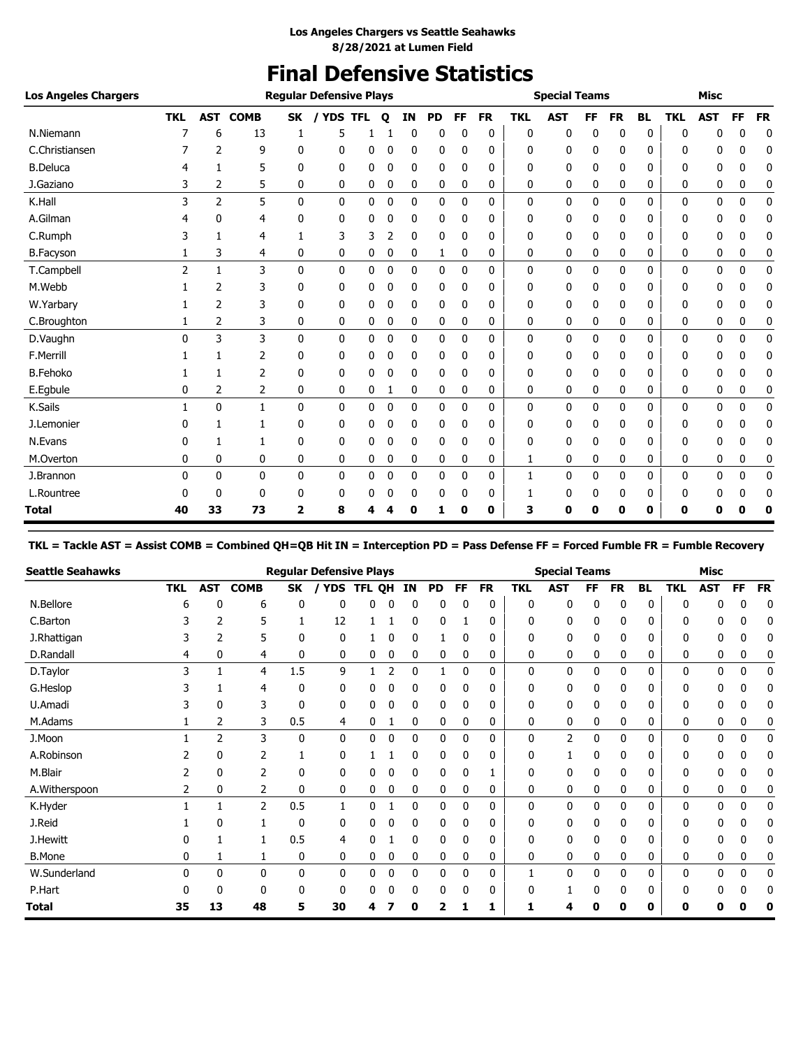**Los Angeles Chargers vs Seattle Seahawks**
**8/28/2021 at Lumen Field**

# Final Defensive Statistics

| Los Angeles Chargers | Regular Defensive Plays | | | | | | | | | | | Special Teams | | | | | | Misc | | | |
|---|---|---|---|---|---|---|---|---|---|---|---|---|---|---|---|---|---|---|---|---|---|
| | TKL | AST | COMB | SK | / YDS | TFL | Q | IN | PD | FF | FR | TKL | AST | FF | FR | BL | TKL | AST | FF | FR |
| N.Niemann | 7 | 6 | 13 | 1 | 5 | 1 | 1 | 0 | 0 | 0 | 0 | 0 | 0 | 0 | 0 | 0 | 0 | 0 | 0 | 0 |
| C.Christiansen | 7 | 2 | 9 | 0 | 0 | 0 | 0 | 0 | 0 | 0 | 0 | 0 | 0 | 0 | 0 | 0 | 0 | 0 | 0 | 0 |
| B.Deluca | 4 | 1 | 5 | 0 | 0 | 0 | 0 | 0 | 0 | 0 | 0 | 0 | 0 | 0 | 0 | 0 | 0 | 0 | 0 | 0 |
| J.Gaziano | 3 | 2 | 5 | 0 | 0 | 0 | 0 | 0 | 0 | 0 | 0 | 0 | 0 | 0 | 0 | 0 | 0 | 0 | 0 | 0 |
| K.Hall | 3 | 2 | 5 | 0 | 0 | 0 | 0 | 0 | 0 | 0 | 0 | 0 | 0 | 0 | 0 | 0 | 0 | 0 | 0 | 0 |
| A.Gilman | 4 | 0 | 4 | 0 | 0 | 0 | 0 | 0 | 0 | 0 | 0 | 0 | 0 | 0 | 0 | 0 | 0 | 0 | 0 | 0 |
| C.Rumph | 3 | 1 | 4 | 1 | 3 | 3 | 2 | 0 | 0 | 0 | 0 | 0 | 0 | 0 | 0 | 0 | 0 | 0 | 0 | 0 |
| B.Facyson | 1 | 3 | 4 | 0 | 0 | 0 | 0 | 0 | 1 | 0 | 0 | 0 | 0 | 0 | 0 | 0 | 0 | 0 | 0 | 0 |
| T.Campbell | 2 | 1 | 3 | 0 | 0 | 0 | 0 | 0 | 0 | 0 | 0 | 0 | 0 | 0 | 0 | 0 | 0 | 0 | 0 | 0 |
| M.Webb | 1 | 2 | 3 | 0 | 0 | 0 | 0 | 0 | 0 | 0 | 0 | 0 | 0 | 0 | 0 | 0 | 0 | 0 | 0 | 0 |
| W.Yarbary | 1 | 2 | 3 | 0 | 0 | 0 | 0 | 0 | 0 | 0 | 0 | 0 | 0 | 0 | 0 | 0 | 0 | 0 | 0 | 0 |
| C.Broughton | 1 | 2 | 3 | 0 | 0 | 0 | 0 | 0 | 0 | 0 | 0 | 0 | 0 | 0 | 0 | 0 | 0 | 0 | 0 | 0 |
| D.Vaughn | 0 | 3 | 3 | 0 | 0 | 0 | 0 | 0 | 0 | 0 | 0 | 0 | 0 | 0 | 0 | 0 | 0 | 0 | 0 | 0 |
| F.Merrill | 1 | 1 | 2 | 0 | 0 | 0 | 0 | 0 | 0 | 0 | 0 | 0 | 0 | 0 | 0 | 0 | 0 | 0 | 0 | 0 |
| B.Fehoko | 1 | 1 | 2 | 0 | 0 | 0 | 0 | 0 | 0 | 0 | 0 | 0 | 0 | 0 | 0 | 0 | 0 | 0 | 0 | 0 |
| E.Egbule | 0 | 2 | 2 | 0 | 0 | 0 | 1 | 0 | 0 | 0 | 0 | 0 | 0 | 0 | 0 | 0 | 0 | 0 | 0 | 0 |
| K.Sails | 1 | 0 | 1 | 0 | 0 | 0 | 0 | 0 | 0 | 0 | 0 | 0 | 0 | 0 | 0 | 0 | 0 | 0 | 0 | 0 |
| J.Lemonier | 0 | 1 | 1 | 0 | 0 | 0 | 0 | 0 | 0 | 0 | 0 | 0 | 0 | 0 | 0 | 0 | 0 | 0 | 0 | 0 |
| N.Evans | 0 | 1 | 1 | 0 | 0 | 0 | 0 | 0 | 0 | 0 | 0 | 0 | 0 | 0 | 0 | 0 | 0 | 0 | 0 | 0 |
| M.Overton | 0 | 0 | 0 | 0 | 0 | 0 | 0 | 0 | 0 | 0 | 0 | 1 | 0 | 0 | 0 | 0 | 0 | 0 | 0 | 0 |
| J.Brannon | 0 | 0 | 0 | 0 | 0 | 0 | 0 | 0 | 0 | 0 | 0 | 1 | 0 | 0 | 0 | 0 | 0 | 0 | 0 | 0 |
| L.Rountree | 0 | 0 | 0 | 0 | 0 | 0 | 0 | 0 | 0 | 0 | 0 | 1 | 0 | 0 | 0 | 0 | 0 | 0 | 0 | 0 |
| **Total** | **40** | **33** | **73** | **2** | **8** | **4** | **4** | **0** | **1** | **0** | **0** | **3** | **0** | **0** | **0** | **0** | **0** | **0** | **0** | **0** |

**TKL = Tackle AST = Assist COMB = Combined QH=QB Hit IN = Interception PD = Pass Defense FF = Forced Fumble FR = Fumble Recovery**

| Seattle Seahawks | Regular Defensive Plays | | | | | | | | | | | Special Teams | | | | | | Misc | | | |
|---|---|---|---|---|---|---|---|---|---|---|---|---|---|---|---|---|---|---|---|---|---|
| | TKL | AST | COMB | SK | / YDS | TFL | QH | IN | PD | FF | FR | TKL | AST | FF | FR | BL | TKL | AST | FF | FR |
| N.Bellore | 6 | 0 | 6 | 0 | 0 | 0 | 0 | 0 | 0 | 0 | 0 | 0 | 0 | 0 | 0 | 0 | 0 | 0 | 0 | 0 |
| C.Barton | 3 | 2 | 5 | 1 | 12 | 1 | 1 | 0 | 0 | 1 | 0 | 0 | 0 | 0 | 0 | 0 | 0 | 0 | 0 | 0 |
| J.Rhattigan | 3 | 2 | 5 | 0 | 0 | 1 | 0 | 0 | 1 | 0 | 0 | 0 | 0 | 0 | 0 | 0 | 0 | 0 | 0 | 0 |
| D.Randall | 4 | 0 | 4 | 0 | 0 | 0 | 0 | 0 | 0 | 0 | 0 | 0 | 0 | 0 | 0 | 0 | 0 | 0 | 0 | 0 |
| D.Taylor | 3 | 1 | 4 | 1.5 | 9 | 1 | 2 | 0 | 1 | 0 | 0 | 0 | 0 | 0 | 0 | 0 | 0 | 0 | 0 | 0 |
| G.Heslop | 3 | 1 | 4 | 0 | 0 | 0 | 0 | 0 | 0 | 0 | 0 | 0 | 0 | 0 | 0 | 0 | 0 | 0 | 0 | 0 |
| U.Amadi | 3 | 0 | 3 | 0 | 0 | 0 | 0 | 0 | 0 | 0 | 0 | 0 | 0 | 0 | 0 | 0 | 0 | 0 | 0 | 0 |
| M.Adams | 1 | 2 | 3 | 0.5 | 4 | 0 | 1 | 0 | 0 | 0 | 0 | 0 | 0 | 0 | 0 | 0 | 0 | 0 | 0 | 0 |
| J.Moon | 1 | 2 | 3 | 0 | 0 | 0 | 0 | 0 | 0 | 0 | 0 | 0 | 2 | 0 | 0 | 0 | 0 | 0 | 0 | 0 |
| A.Robinson | 2 | 0 | 2 | 1 | 0 | 1 | 1 | 0 | 0 | 0 | 0 | 0 | 1 | 0 | 0 | 0 | 0 | 0 | 0 | 0 |
| M.Blair | 2 | 0 | 2 | 0 | 0 | 0 | 0 | 0 | 0 | 0 | 1 | 0 | 0 | 0 | 0 | 0 | 0 | 0 | 0 | 0 |
| A.Witherspoon | 2 | 0 | 2 | 0 | 0 | 0 | 0 | 0 | 0 | 0 | 0 | 0 | 0 | 0 | 0 | 0 | 0 | 0 | 0 | 0 |
| K.Hyder | 1 | 1 | 2 | 0.5 | 1 | 0 | 1 | 0 | 0 | 0 | 0 | 0 | 0 | 0 | 0 | 0 | 0 | 0 | 0 | 0 |
| J.Reid | 1 | 0 | 1 | 0 | 0 | 0 | 0 | 0 | 0 | 0 | 0 | 0 | 0 | 0 | 0 | 0 | 0 | 0 | 0 | 0 |
| J.Hewitt | 0 | 1 | 1 | 0.5 | 4 | 0 | 1 | 0 | 0 | 0 | 0 | 0 | 0 | 0 | 0 | 0 | 0 | 0 | 0 | 0 |
| B.Mone | 0 | 1 | 1 | 0 | 0 | 0 | 0 | 0 | 0 | 0 | 0 | 0 | 0 | 0 | 0 | 0 | 0 | 0 | 0 | 0 |
| W.Sunderland | 0 | 0 | 0 | 0 | 0 | 0 | 0 | 0 | 0 | 0 | 0 | 1 | 0 | 0 | 0 | 0 | 0 | 0 | 0 | 0 |
| P.Hart | 0 | 0 | 0 | 0 | 0 | 0 | 0 | 0 | 0 | 0 | 0 | 0 | 1 | 0 | 0 | 0 | 0 | 0 | 0 | 0 |
| **Total** | **35** | **13** | **48** | **5** | **30** | **4** | **7** | **0** | **2** | **1** | **1** | **1** | **4** | **0** | **0** | **0** | **0** | **0** | **0** | **0** |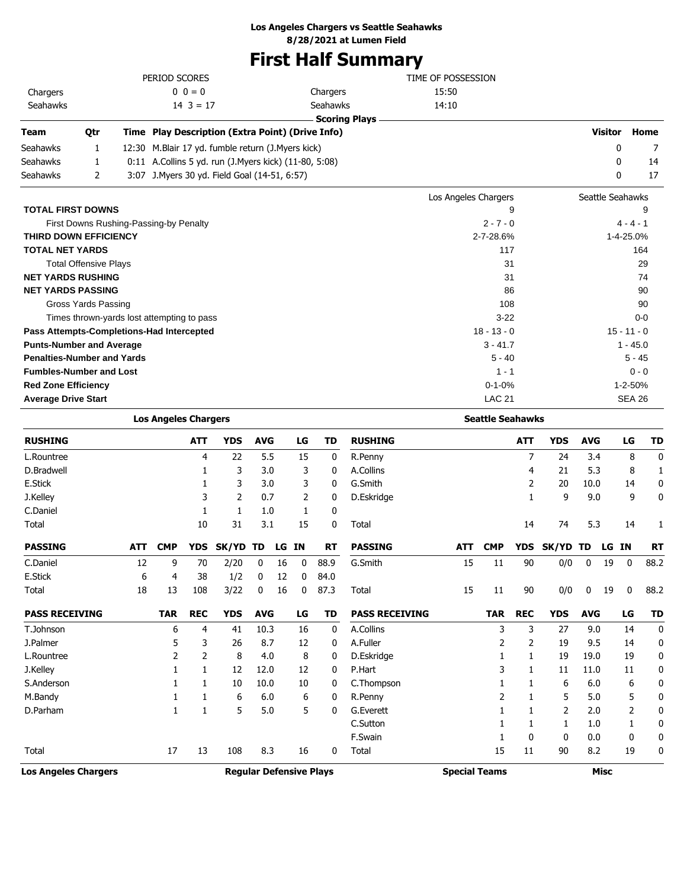**Los Angeles Chargers vs Seattle Seahawks**
**8/28/2021 at Lumen Field**

# First Half Summary

| PERIOD SCORES | | |
|---|---|---|
| Chargers | 0 0 = 0 | |
| Seahawks | 14 3 = 17 | |

| TIME OF POSSESSION | |
|---|---|
| Chargers | 15:50 |
| Seahawks | 14:10 |

**Scoring Plays**

| Team | Qtr | Time | Play Description (Extra Point) (Drive Info) | Visitor | Home |
|---|---|---|---|---|---|
| Seahawks | 1 | 12:30 | M.Blair 17 yd. fumble return (J.Myers kick) | 0 | 7 |
| Seahawks | 1 | 0:11 | A.Collins 5 yd. run (J.Myers kick) (11-80, 5:08) | 0 | 14 |
| Seahawks | 2 | 3:07 | J.Myers 30 yd. Field Goal (14-51, 6:57) | 0 | 17 |

| | Los Angeles Chargers | Seattle Seahawks |
|---|---|---|
| **TOTAL FIRST DOWNS** | 9 | 9 |
| First Downs Rushing-Passing-by Penalty | 2 - 7 - 0 | 4 - 4 - 1 |
| **THIRD DOWN EFFICIENCY** | 2-7-28.6% | 1-4-25.0% |
| **TOTAL NET YARDS** | 117 | 164 |
| Total Offensive Plays | 31 | 29 |
| **NET YARDS RUSHING** | 31 | 74 |
| **NET YARDS PASSING** | 86 | 90 |
| Gross Yards Passing | 108 | 90 |
| Times thrown-yards lost attempting to pass | 3-22 | 0-0 |
| **Pass Attempts-Completions-Had Intercepted** | 18 - 13 - 0 | 15 - 11 - 0 |
| **Punts-Number and Average** | 3 - 41.7 | 1 - 45.0 |
| **Penalties-Number and Yards** | 5 - 40 | 5 - 45 |
| **Fumbles-Number and Lost** | 1 - 1 | 0 - 0 |
| **Red Zone Efficiency** | 0-1-0% | 1-2-50% |
| **Average Drive Start** | LAC 21 | SEA 26 |

## Los Angeles Chargers

| RUSHING | ATT | YDS | AVG | LG | TD |
|---|---|---|---|---|---|
| L.Rountree | 4 | 22 | 5.5 | 15 | 0 |
| D.Bradwell | 1 | 3 | 3.0 | 3 | 0 |
| E.Stick | 1 | 3 | 3.0 | 3 | 0 |
| J.Kelley | 3 | 2 | 0.7 | 2 | 0 |
| C.Daniel | 1 | 1 | 1.0 | 1 | 0 |
| Total | 10 | 31 | 3.1 | 15 | 0 |

| PASSING | ATT | CMP | YDS | SK/YD | TD | LG | IN | RT |
|---|---|---|---|---|---|---|---|---|
| C.Daniel | 12 | 9 | 70 | 2/20 | 0 | 16 | 0 | 88.9 |
| E.Stick | 6 | 4 | 38 | 1/2 | 0 | 12 | 0 | 84.0 |
| Total | 18 | 13 | 108 | 3/22 | 0 | 16 | 0 | 87.3 |

| PASS RECEIVING | TAR | REC | YDS | AVG | LG | TD |
|---|---|---|---|---|---|---|
| T.Johnson | 6 | 4 | 41 | 10.3 | 16 | 0 |
| J.Palmer | 5 | 3 | 26 | 8.7 | 12 | 0 |
| L.Rountree | 2 | 2 | 8 | 4.0 | 8 | 0 |
| J.Kelley | 1 | 1 | 12 | 12.0 | 12 | 0 |
| S.Anderson | 1 | 1 | 10 | 10.0 | 10 | 0 |
| M.Bandy | 1 | 1 | 6 | 6.0 | 6 | 0 |
| D.Parham | 1 | 1 | 5 | 5.0 | 5 | 0 |
| Total | 17 | 13 | 108 | 8.3 | 16 | 0 |

## Seattle Seahawks

| RUSHING | ATT | YDS | AVG | LG | TD |
|---|---|---|---|---|---|
| R.Penny | 7 | 24 | 3.4 | 8 | 0 |
| A.Collins | 4 | 21 | 5.3 | 8 | 1 |
| G.Smith | 2 | 20 | 10.0 | 14 | 0 |
| D.Eskridge | 1 | 9 | 9.0 | 9 | 0 |
| Total | 14 | 74 | 5.3 | 14 | 1 |

| PASSING | ATT | CMP | YDS | SK/YD | TD | LG | IN | RT |
|---|---|---|---|---|---|---|---|---|
| G.Smith | 15 | 11 | 90 | 0/0 | 0 | 19 | 0 | 88.2 |
| Total | 15 | 11 | 90 | 0/0 | 0 | 19 | 0 | 88.2 |

| PASS RECEIVING | TAR | REC | YDS | AVG | LG | TD |
|---|---|---|---|---|---|---|
| A.Collins | 3 | 3 | 27 | 9.0 | 14 | 0 |
| A.Fuller | 2 | 2 | 19 | 9.5 | 14 | 0 |
| D.Eskridge | 1 | 1 | 19 | 19.0 | 19 | 0 |
| P.Hart | 3 | 1 | 11 | 11.0 | 11 | 0 |
| C.Thompson | 1 | 1 | 6 | 6.0 | 6 | 0 |
| R.Penny | 2 | 1 | 5 | 5.0 | 5 | 0 |
| G.Everett | 1 | 1 | 2 | 2.0 | 2 | 0 |
| C.Sutton | 1 | 1 | 1 | 1.0 | 1 | 0 |
| F.Swain | 1 | 0 | 0 | 0.0 | 0 | 0 |
| Total | 15 | 11 | 90 | 8.2 | 19 | 0 |

| Los Angeles Chargers | Regular Defensive Plays | Special Teams | Misc |
|---|---|---|---|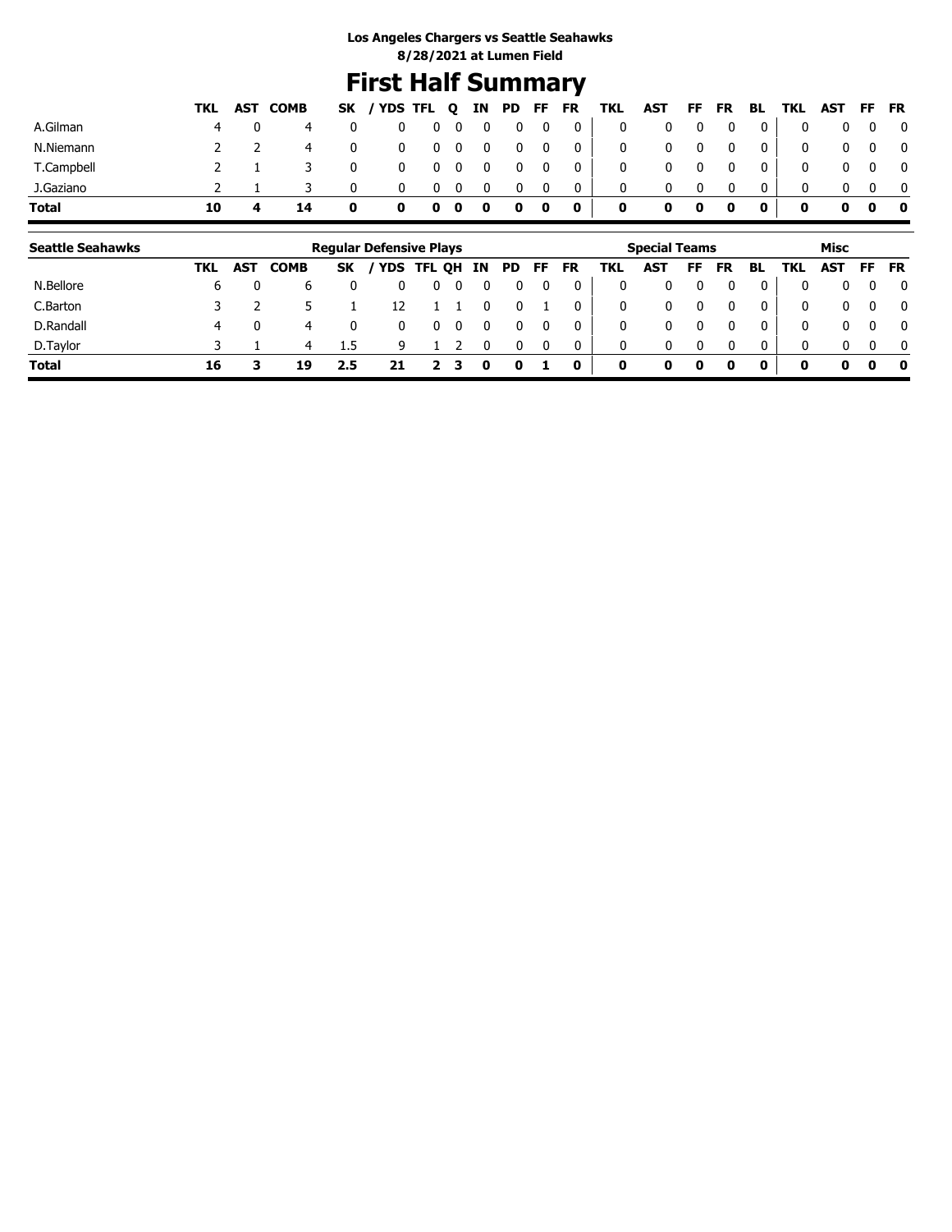**Los Angeles Chargers vs Seattle Seahawks**
**8/28/2021 at Lumen Field**

# First Half Summary

| | TKL | AST | COMB | SK | / YDS | TFL | Q | IN | PD | FF | FR | TKL | AST | FF | FR | BL | TKL | AST | FF | FR |
|---|---|---|---|---|---|---|---|---|---|---|---|---|---|---|---|---|---|---|---|---|
| A.Gilman | 4 | 0 | 4 | 0 | 0 | 0 | 0 | 0 | 0 | 0 | 0 | 0 | 0 | 0 | 0 | 0 | 0 | 0 | 0 | 0 |
| N.Niemann | 2 | 2 | 4 | 0 | 0 | 0 | 0 | 0 | 0 | 0 | 0 | 0 | 0 | 0 | 0 | 0 | 0 | 0 | 0 | 0 |
| T.Campbell | 2 | 1 | 3 | 0 | 0 | 0 | 0 | 0 | 0 | 0 | 0 | 0 | 0 | 0 | 0 | 0 | 0 | 0 | 0 | 0 |
| J.Gaziano | 2 | 1 | 3 | 0 | 0 | 0 | 0 | 0 | 0 | 0 | 0 | 0 | 0 | 0 | 0 | 0 | 0 | 0 | 0 | 0 |
| **Total** | **10** | **4** | **14** | **0** | **0** | **0** | **0** | **0** | **0** | **0** | **0** | **0** | **0** | **0** | **0** | **0** | **0** | **0** | **0** | **0** |

| **Seattle Seahawks** | Regular Defensive Plays | | | | | | | | | | | Special Teams | | | | | Misc | | | |
|---|---|---|---|---|---|---|---|---|---|---|---|---|---|---|---|---|---|---|---|---|
| | TKL | AST | COMB | SK | / YDS | TFL | QH | IN | PD | FF | FR | TKL | AST | FF | FR | BL | TKL | AST | FF | FR |
| N.Bellore | 6 | 0 | 6 | 0 | 0 | 0 | 0 | 0 | 0 | 0 | 0 | 0 | 0 | 0 | 0 | 0 | 0 | 0 | 0 | 0 |
| C.Barton | 3 | 2 | 5 | 1 | 12 | 1 | 1 | 0 | 0 | 1 | 0 | 0 | 0 | 0 | 0 | 0 | 0 | 0 | 0 | 0 |
| D.Randall | 4 | 0 | 4 | 0 | 0 | 0 | 0 | 0 | 0 | 0 | 0 | 0 | 0 | 0 | 0 | 0 | 0 | 0 | 0 | 0 |
| D.Taylor | 3 | 1 | 4 | 1.5 | 9 | 1 | 2 | 0 | 0 | 0 | 0 | 0 | 0 | 0 | 0 | 0 | 0 | 0 | 0 | 0 |
| **Total** | **16** | **3** | **19** | **2.5** | **21** | **2** | **3** | **0** | **0** | **1** | **0** | **0** | **0** | **0** | **0** | **0** | **0** | **0** | **0** | **0** |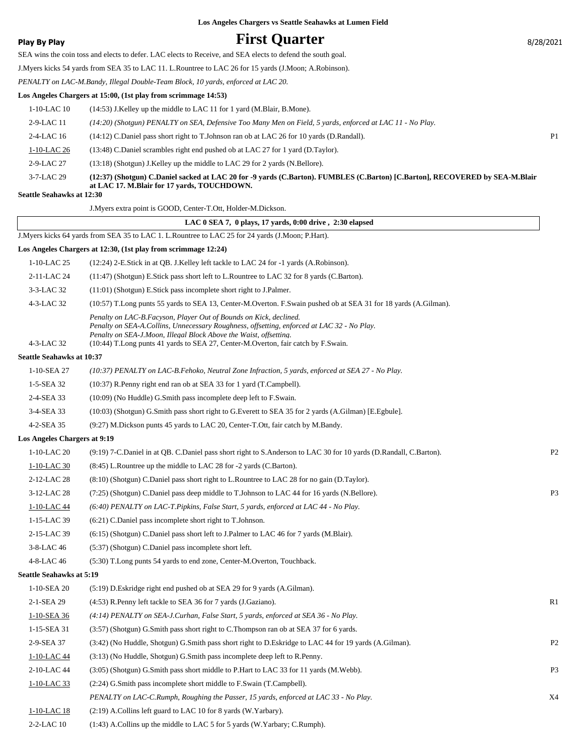Los Angeles Chargers vs Seattle Seahawks at Lumen Field

**Play By Play**

# First Quarter

8/28/2021

SEA wins the coin toss and elects to defer. LAC elects to Receive, and SEA elects to defend the south goal.

J.Myers kicks 54 yards from SEA 35 to LAC 11. L.Rountree to LAC 26 for 15 yards (J.Moon; A.Robinson).

*PENALTY on LAC-M.Bandy, Illegal Double-Team Block, 10 yards, enforced at LAC 20.*

**Los Angeles Chargers at 15:00, (1st play from scrimmage 14:53)**

| | | |
|---|---|---|
| 1-10-LAC 10 | (14:53) J.Kelley up the middle to LAC 11 for 1 yard (M.Blair, B.Mone). | |
| 2-9-LAC 11 | *(14:20) (Shotgun) PENALTY on SEA, Defensive Too Many Men on Field, 5 yards, enforced at LAC 11 - No Play.* | |
| 2-4-LAC 16 | (14:12) C.Daniel pass short right to T.Johnson ran ob at LAC 26 for 10 yards (D.Randall). | P1 |
| 1-10-LAC 26 | (13:48) C.Daniel scrambles right end pushed ob at LAC 27 for 1 yard (D.Taylor). | |
| 2-9-LAC 27 | (13:18) (Shotgun) J.Kelley up the middle to LAC 29 for 2 yards (N.Bellore). | |
| 3-7-LAC 29 | **(12:37) (Shotgun) C.Daniel sacked at LAC 20 for -9 yards (C.Barton). FUMBLES (C.Barton) [C.Barton], RECOVERED by SEA-M.Blair at LAC 17. M.Blair for 17 yards, TOUCHDOWN.** | |

**Seattle Seahawks at 12:30**

J.Myers extra point is GOOD, Center-T.Ott, Holder-M.Dickson.

**LAC 0 SEA 7, 0 plays, 17 yards, 0:00 drive , 2:30 elapsed**

J.Myers kicks 64 yards from SEA 35 to LAC 1. L.Rountree to LAC 25 for 24 yards (J.Moon; P.Hart).

**Los Angeles Chargers at 12:30, (1st play from scrimmage 12:24)**

| | | |
|---|---|---|
| 1-10-LAC 25 | (12:24) 2-E.Stick in at QB. J.Kelley left tackle to LAC 24 for -1 yards (A.Robinson). | |
| 2-11-LAC 24 | (11:47) (Shotgun) E.Stick pass short left to L.Rountree to LAC 32 for 8 yards (C.Barton). | |
| 3-3-LAC 32 | (11:01) (Shotgun) E.Stick pass incomplete short right to J.Palmer. | |
| 4-3-LAC 32 | (10:57) T.Long punts 55 yards to SEA 13, Center-M.Overton. F.Swain pushed ob at SEA 31 for 18 yards (A.Gilman). | |
| | *Penalty on LAC-B.Facyson, Player Out of Bounds on Kick, declined. Penalty on SEA-A.Collins, Unnecessary Roughness, offsetting, enforced at LAC 32 - No Play. Penalty on SEA-J.Moon, Illegal Block Above the Waist, offsetting.* | |
| 4-3-LAC 32 | (10:44) T.Long punts 41 yards to SEA 27, Center-M.Overton, fair catch by F.Swain. | |

**Seattle Seahawks at 10:37**

| | | |
|---|---|---|
| 1-10-SEA 27 | *(10:37) PENALTY on LAC-B.Fehoko, Neutral Zone Infraction, 5 yards, enforced at SEA 27 - No Play.* | |
| 1-5-SEA 32 | (10:37) R.Penny right end ran ob at SEA 33 for 1 yard (T.Campbell). | |
| 2-4-SEA 33 | (10:09) (No Huddle) G.Smith pass incomplete deep left to F.Swain. | |
| 3-4-SEA 33 | (10:03) (Shotgun) G.Smith pass short right to G.Everett to SEA 35 for 2 yards (A.Gilman) [E.Egbule]. | |
| 4-2-SEA 35 | (9:27) M.Dickson punts 45 yards to LAC 20, Center-T.Ott, fair catch by M.Bandy. | |

**Los Angeles Chargers at 9:19**

| | | |
|---|---|---|
| 1-10-LAC 20 | (9:19) 7-C.Daniel in at QB. C.Daniel pass short right to S.Anderson to LAC 30 for 10 yards (D.Randall, C.Barton). | P2 |
| 1-10-LAC 30 | (8:45) L.Rountree up the middle to LAC 28 for -2 yards (C.Barton). | |
| 2-12-LAC 28 | (8:10) (Shotgun) C.Daniel pass short right to L.Rountree to LAC 28 for no gain (D.Taylor). | |
| 3-12-LAC 28 | (7:25) (Shotgun) C.Daniel pass deep middle to T.Johnson to LAC 44 for 16 yards (N.Bellore). | P3 |
| 1-10-LAC 44 | *(6:40) PENALTY on LAC-T.Pipkins, False Start, 5 yards, enforced at LAC 44 - No Play.* | |
| 1-15-LAC 39 | (6:21) C.Daniel pass incomplete short right to T.Johnson. | |
| 2-15-LAC 39 | (6:15) (Shotgun) C.Daniel pass short left to J.Palmer to LAC 46 for 7 yards (M.Blair). | |
| 3-8-LAC 46 | (5:37) (Shotgun) C.Daniel pass incomplete short left. | |
| 4-8-LAC 46 | (5:30) T.Long punts 54 yards to end zone, Center-M.Overton, Touchback. | |

**Seattle Seahawks at 5:19**

| | | |
|---|---|---|
| 1-10-SEA 20 | (5:19) D.Eskridge right end pushed ob at SEA 29 for 9 yards (A.Gilman). | |
| 2-1-SEA 29 | (4:53) R.Penny left tackle to SEA 36 for 7 yards (J.Gaziano). | R1 |
| 1-10-SEA 36 | *(4:14) PENALTY on SEA-J.Curhan, False Start, 5 yards, enforced at SEA 36 - No Play.* | |
| 1-15-SEA 31 | (3:57) (Shotgun) G.Smith pass short right to C.Thompson ran ob at SEA 37 for 6 yards. | |
| 2-9-SEA 37 | (3:42) (No Huddle, Shotgun) G.Smith pass short right to D.Eskridge to LAC 44 for 19 yards (A.Gilman). | P2 |
| 1-10-LAC 44 | (3:13) (No Huddle, Shotgun) G.Smith pass incomplete deep left to R.Penny. | |
| 2-10-LAC 44 | (3:05) (Shotgun) G.Smith pass short middle to P.Hart to LAC 33 for 11 yards (M.Webb). | P3 |
| 1-10-LAC 33 | (2:24) G.Smith pass incomplete short middle to F.Swain (T.Campbell). | |
| | *PENALTY on LAC-C.Rumph, Roughing the Passer, 15 yards, enforced at LAC 33 - No Play.* | X4 |
| 1-10-LAC 18 | (2:19) A.Collins left guard to LAC 10 for 8 yards (W.Yarbary). | |
| 2-2-LAC 10 | (1:43) A.Collins up the middle to LAC 5 for 5 yards (W.Yarbary; C.Rumph). | |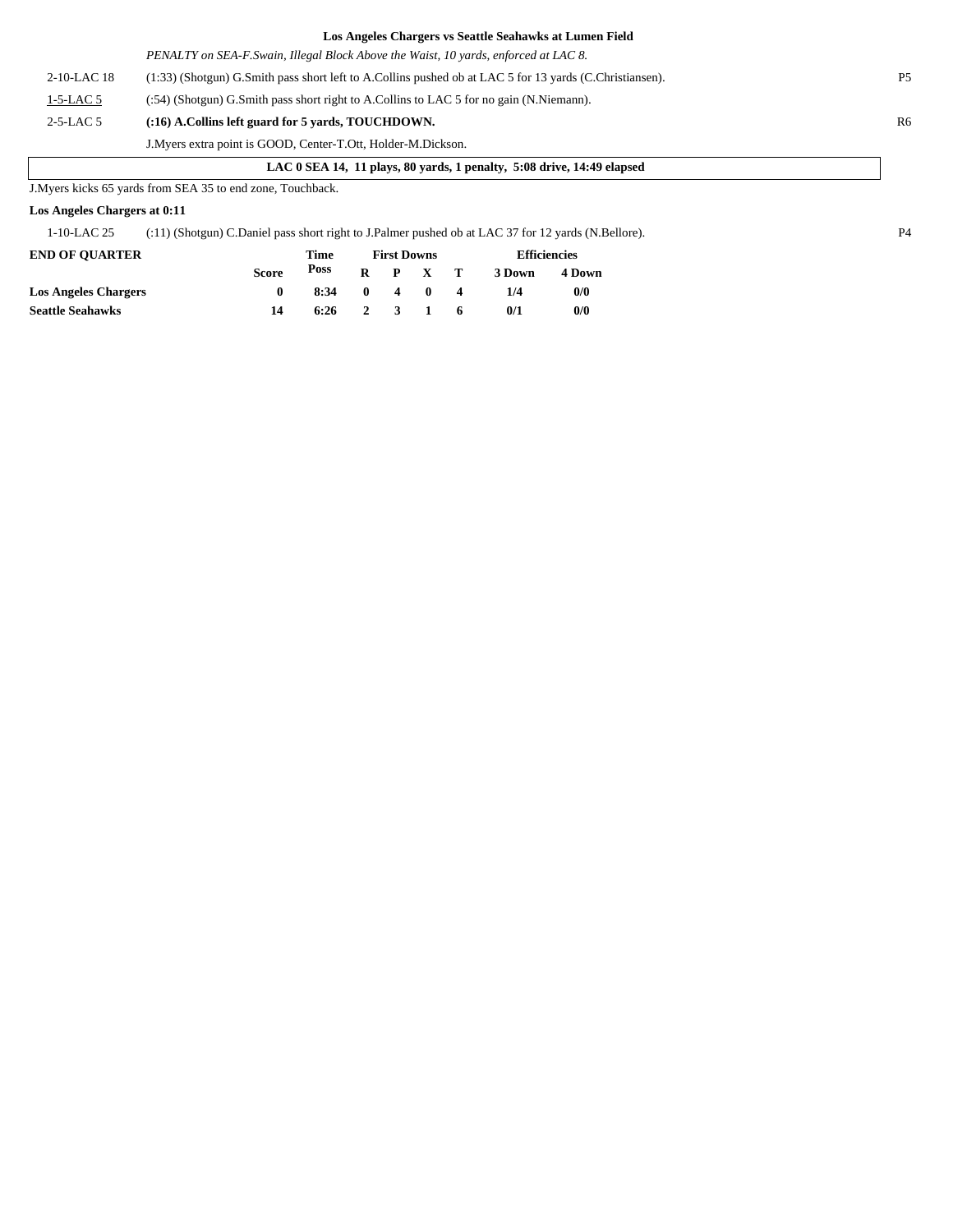**Los Angeles Chargers vs Seattle Seahawks at Lumen Field**

| | | |
|---|---|---|
| | *PENALTY on SEA-F.Swain, Illegal Block Above the Waist, 10 yards, enforced at LAC 8.* | |
| 2-10-LAC 18 | (1:33) (Shotgun) G.Smith pass short left to A.Collins pushed ob at LAC 5 for 13 yards (C.Christiansen). | P5 |
| 1-5-LAC 5 | (:54) (Shotgun) G.Smith pass short right to A.Collins to LAC 5 for no gain (N.Niemann). | |
| 2-5-LAC 5 | **(:16) A.Collins left guard for 5 yards, TOUCHDOWN.** | R6 |
| | J.Myers extra point is GOOD, Center-T.Ott, Holder-M.Dickson. | |

**LAC 0 SEA 14, 11 plays, 80 yards, 1 penalty, 5:08 drive, 14:49 elapsed**

J.Myers kicks 65 yards from SEA 35 to end zone, Touchback.

**Los Angeles Chargers at 0:11**

| | | |
|---|---|---|
| 1-10-LAC 25 | (:11) (Shotgun) C.Daniel pass short right to J.Palmer pushed ob at LAC 37 for 12 yards (N.Bellore). | P4 |

| END OF QUARTER | Score | Time Poss | First Downs R | P | X | T | Efficiencies 3 Down | 4 Down |
|---|---|---|---|---|---|---|---|---|
| Los Angeles Chargers | 0 | 8:34 | 0 | 4 | 0 | 4 | 1/4 | 0/0 |
| Seattle Seahawks | 14 | 6:26 | 2 | 3 | 1 | 6 | 0/1 | 0/0 |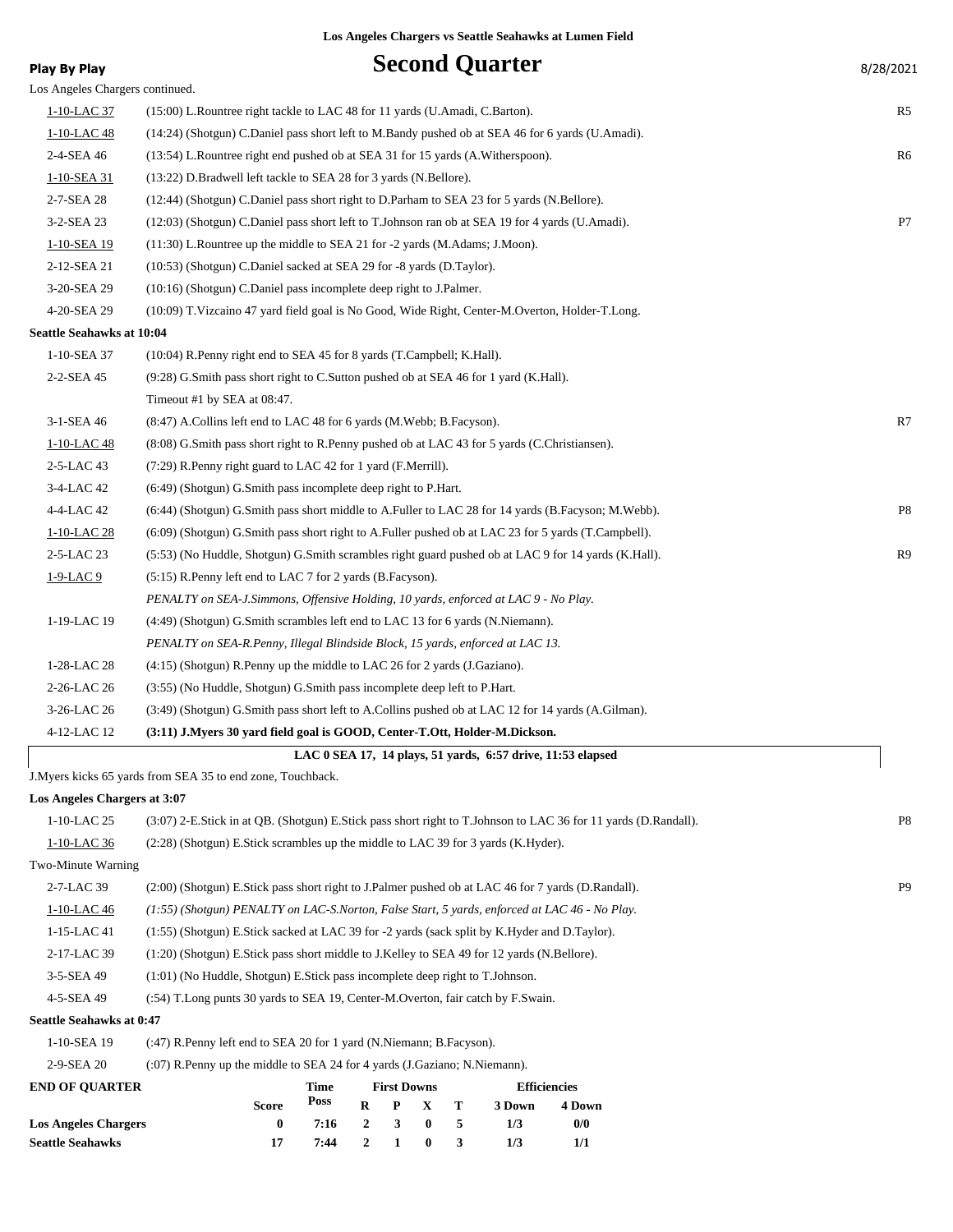Los Angeles Chargers vs Seattle Seahawks at Lumen Field

**Play By Play**

# Second Quarter

8/28/2021

Los Angeles Chargers continued.

| Down | Play | |
|---|---|---|
| 1-10-LAC 37 | (15:00) L.Rountree right tackle to LAC 48 for 11 yards (U.Amadi, C.Barton). | R5 |
| 1-10-LAC 48 | (14:24) (Shotgun) C.Daniel pass short left to M.Bandy pushed ob at SEA 46 for 6 yards (U.Amadi). | |
| 2-4-SEA 46 | (13:54) L.Rountree right end pushed ob at SEA 31 for 15 yards (A.Witherspoon). | R6 |
| 1-10-SEA 31 | (13:22) D.Bradwell left tackle to SEA 28 for 3 yards (N.Bellore). | |
| 2-7-SEA 28 | (12:44) (Shotgun) C.Daniel pass short right to D.Parham to SEA 23 for 5 yards (N.Bellore). | |
| 3-2-SEA 23 | (12:03) (Shotgun) C.Daniel pass short left to T.Johnson ran ob at SEA 19 for 4 yards (U.Amadi). | P7 |
| 1-10-SEA 19 | (11:30) L.Rountree up the middle to SEA 21 for -2 yards (M.Adams; J.Moon). | |
| 2-12-SEA 21 | (10:53) (Shotgun) C.Daniel sacked at SEA 29 for -8 yards (D.Taylor). | |
| 3-20-SEA 29 | (10:16) (Shotgun) C.Daniel pass incomplete deep right to J.Palmer. | |
| 4-20-SEA 29 | (10:09) T.Vizcaino 47 yard field goal is No Good, Wide Right, Center-M.Overton, Holder-T.Long. | |

**Seattle Seahawks at 10:04**

| Down | Play | |
|---|---|---|
| 1-10-SEA 37 | (10:04) R.Penny right end to SEA 45 for 8 yards (T.Campbell; K.Hall). | |
| 2-2-SEA 45 | (9:28) G.Smith pass short right to C.Sutton pushed ob at SEA 46 for 1 yard (K.Hall). | |
| | Timeout #1 by SEA at 08:47. | |
| 3-1-SEA 46 | (8:47) A.Collins left end to LAC 48 for 6 yards (M.Webb; B.Facyson). | R7 |
| 1-10-LAC 48 | (8:08) G.Smith pass short right to R.Penny pushed ob at LAC 43 for 5 yards (C.Christiansen). | |
| 2-5-LAC 43 | (7:29) R.Penny right guard to LAC 42 for 1 yard (F.Merrill). | |
| 3-4-LAC 42 | (6:49) (Shotgun) G.Smith pass incomplete deep right to P.Hart. | |
| 4-4-LAC 42 | (6:44) (Shotgun) G.Smith pass short middle to A.Fuller to LAC 28 for 14 yards (B.Facyson; M.Webb). | P8 |
| 1-10-LAC 28 | (6:09) (Shotgun) G.Smith pass short right to A.Fuller pushed ob at LAC 23 for 5 yards (T.Campbell). | |
| 2-5-LAC 23 | (5:53) (No Huddle, Shotgun) G.Smith scrambles right guard pushed ob at LAC 9 for 14 yards (K.Hall). | R9 |
| 1-9-LAC 9 | (5:15) R.Penny left end to LAC 7 for 2 yards (B.Facyson). | |
| | *PENALTY on SEA-J.Simmons, Offensive Holding, 10 yards, enforced at LAC 9 - No Play.* | |
| 1-19-LAC 19 | (4:49) (Shotgun) G.Smith scrambles left end to LAC 13 for 6 yards (N.Niemann). | |
| | *PENALTY on SEA-R.Penny, Illegal Blindside Block, 15 yards, enforced at LAC 13.* | |
| 1-28-LAC 28 | (4:15) (Shotgun) R.Penny up the middle to LAC 26 for 2 yards (J.Gaziano). | |
| 2-26-LAC 26 | (3:55) (No Huddle, Shotgun) G.Smith pass incomplete deep left to P.Hart. | |
| 3-26-LAC 26 | (3:49) (Shotgun) G.Smith pass short left to A.Collins pushed ob at LAC 12 for 14 yards (A.Gilman). | |
| 4-12-LAC 12 | **(3:11) J.Myers 30 yard field goal is GOOD, Center-T.Ott, Holder-M.Dickson.** | |

**LAC 0 SEA 17, 14 plays, 51 yards, 6:57 drive, 11:53 elapsed**

J.Myers kicks 65 yards from SEA 35 to end zone, Touchback.

**Los Angeles Chargers at 3:07**

| Down | Play | |
|---|---|---|
| 1-10-LAC 25 | (3:07) 2-E.Stick in at QB. (Shotgun) E.Stick pass short right to T.Johnson to LAC 36 for 11 yards (D.Randall). | P8 |
| 1-10-LAC 36 | (2:28) (Shotgun) E.Stick scrambles up the middle to LAC 39 for 3 yards (K.Hyder). | |
| Two-Minute Warning | | |
| 2-7-LAC 39 | (2:00) (Shotgun) E.Stick pass short right to J.Palmer pushed ob at LAC 46 for 7 yards (D.Randall). | P9 |
| 1-10-LAC 46 | *(1:55) (Shotgun) PENALTY on LAC-S.Norton, False Start, 5 yards, enforced at LAC 46 - No Play.* | |
| 1-15-LAC 41 | (1:55) (Shotgun) E.Stick sacked at LAC 39 for -2 yards (sack split by K.Hyder and D.Taylor). | |
| 2-17-LAC 39 | (1:20) (Shotgun) E.Stick pass short middle to J.Kelley to SEA 49 for 12 yards (N.Bellore). | |
| 3-5-SEA 49 | (1:01) (No Huddle, Shotgun) E.Stick pass incomplete deep right to T.Johnson. | |
| 4-5-SEA 49 | (:54) T.Long punts 30 yards to SEA 19, Center-M.Overton, fair catch by F.Swain. | |

**Seattle Seahawks at 0:47**

| Down | Play |
|---|---|
| 1-10-SEA 19 | (:47) R.Penny left end to SEA 20 for 1 yard (N.Niemann; B.Facyson). |
| 2-9-SEA 20 | (:07) R.Penny up the middle to SEA 24 for 4 yards (J.Gaziano; N.Niemann). |

| END OF QUARTER | Score | Time Poss | First Downs R | P | X | T | Efficiencies 3 Down | 4 Down |
|---|---|---|---|---|---|---|---|---|
| **Los Angeles Chargers** | **0** | **7:16** | **2** | **3** | **0** | **5** | **1/3** | **0/0** |
| **Seattle Seahawks** | **17** | **7:44** | **2** | **1** | **0** | **3** | **1/3** | **1/1** |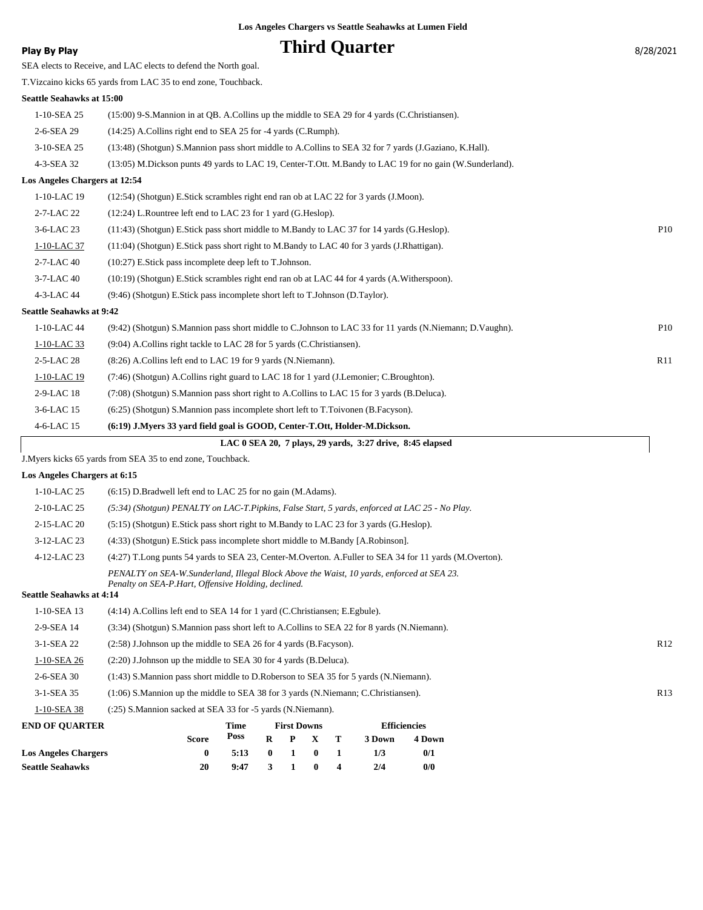**Los Angeles Chargers vs Seattle Seahawks at Lumen Field**

**Play By Play** — 8/28/2021

# Third Quarter

SEA elects to Receive, and LAC elects to defend the North goal.

T.Vizcaino kicks 65 yards from LAC 35 to end zone, Touchback.

**Seattle Seahawks at 15:00**

| Down | Play | |
|---|---|---|
| 1-10-SEA 25 | (15:00) 9-S.Mannion in at QB. A.Collins up the middle to SEA 29 for 4 yards (C.Christiansen). | |
| 2-6-SEA 29 | (14:25) A.Collins right end to SEA 25 for -4 yards (C.Rumph). | |
| 3-10-SEA 25 | (13:48) (Shotgun) S.Mannion pass short middle to A.Collins to SEA 32 for 7 yards (J.Gaziano, K.Hall). | |
| 4-3-SEA 32 | (13:05) M.Dickson punts 49 yards to LAC 19, Center-T.Ott. M.Bandy to LAC 19 for no gain (W.Sunderland). | |

**Los Angeles Chargers at 12:54**

| Down | Play | |
|---|---|---|
| 1-10-LAC 19 | (12:54) (Shotgun) E.Stick scrambles right end ran ob at LAC 22 for 3 yards (J.Moon). | |
| 2-7-LAC 22 | (12:24) L.Rountree left end to LAC 23 for 1 yard (G.Heslop). | |
| 3-6-LAC 23 | (11:43) (Shotgun) E.Stick pass short middle to M.Bandy to LAC 37 for 14 yards (G.Heslop). | P10 |
| 1-10-LAC 37 | (11:04) (Shotgun) E.Stick pass short right to M.Bandy to LAC 40 for 3 yards (J.Rhattigan). | |
| 2-7-LAC 40 | (10:27) E.Stick pass incomplete deep left to T.Johnson. | |
| 3-7-LAC 40 | (10:19) (Shotgun) E.Stick scrambles right end ran ob at LAC 44 for 4 yards (A.Witherspoon). | |
| 4-3-LAC 44 | (9:46) (Shotgun) E.Stick pass incomplete short left to T.Johnson (D.Taylor). | |

**Seattle Seahawks at 9:42**

| Down | Play | |
|---|---|---|
| 1-10-LAC 44 | (9:42) (Shotgun) S.Mannion pass short middle to C.Johnson to LAC 33 for 11 yards (N.Niemann; D.Vaughn). | P10 |
| 1-10-LAC 33 | (9:04) A.Collins right tackle to LAC 28 for 5 yards (C.Christiansen). | |
| 2-5-LAC 28 | (8:26) A.Collins left end to LAC 19 for 9 yards (N.Niemann). | R11 |
| 1-10-LAC 19 | (7:46) (Shotgun) A.Collins right guard to LAC 18 for 1 yard (J.Lemonier; C.Broughton). | |
| 2-9-LAC 18 | (7:08) (Shotgun) S.Mannion pass short right to A.Collins to LAC 15 for 3 yards (B.Deluca). | |
| 3-6-LAC 15 | (6:25) (Shotgun) S.Mannion pass incomplete short left to T.Toivonen (B.Facyson). | |
| 4-6-LAC 15 | **(6:19) J.Myers 33 yard field goal is GOOD, Center-T.Ott, Holder-M.Dickson.** | |

**LAC 0 SEA 20, 7 plays, 29 yards, 3:27 drive, 8:45 elapsed**

J.Myers kicks 65 yards from SEA 35 to end zone, Touchback.

**Los Angeles Chargers at 6:15**

| Down | Play | |
|---|---|---|
| 1-10-LAC 25 | (6:15) D.Bradwell left end to LAC 25 for no gain (M.Adams). | |
| 2-10-LAC 25 | *(5:34) (Shotgun) PENALTY on LAC-T.Pipkins, False Start, 5 yards, enforced at LAC 25 - No Play.* | |
| 2-15-LAC 20 | (5:15) (Shotgun) E.Stick pass short right to M.Bandy to LAC 23 for 3 yards (G.Heslop). | |
| 3-12-LAC 23 | (4:33) (Shotgun) E.Stick pass incomplete short middle to M.Bandy [A.Robinson]. | |
| 4-12-LAC 23 | (4:27) T.Long punts 54 yards to SEA 23, Center-M.Overton. A.Fuller to SEA 34 for 11 yards (M.Overton). *PENALTY on SEA-W.Sunderland, Illegal Block Above the Waist, 10 yards, enforced at SEA 23. Penalty on SEA-P.Hart, Offensive Holding, declined.* | |

**Seattle Seahawks at 4:14**

| Down | Play | |
|---|---|---|
| 1-10-SEA 13 | (4:14) A.Collins left end to SEA 14 for 1 yard (C.Christiansen; E.Egbule). | |
| 2-9-SEA 14 | (3:34) (Shotgun) S.Mannion pass short left to A.Collins to SEA 22 for 8 yards (N.Niemann). | |
| 3-1-SEA 22 | (2:58) J.Johnson up the middle to SEA 26 for 4 yards (B.Facyson). | R12 |
| 1-10-SEA 26 | (2:20) J.Johnson up the middle to SEA 30 for 4 yards (B.Deluca). | |
| 2-6-SEA 30 | (1:43) S.Mannion pass short middle to D.Roberson to SEA 35 for 5 yards (N.Niemann). | |
| 3-1-SEA 35 | (1:06) S.Mannion up the middle to SEA 38 for 3 yards (N.Niemann; C.Christiansen). | R13 |
| 1-10-SEA 38 | (:25) S.Mannion sacked at SEA 33 for -5 yards (N.Niemann). | |

**END OF QUARTER**

| | Score | Time Poss | First Downs R | P | X | T | Efficiencies 3 Down | 4 Down |
|---|---|---|---|---|---|---|---|---|
| **Los Angeles Chargers** | **0** | **5:13** | **0** | **1** | **0** | **1** | **1/3** | **0/1** |
| **Seattle Seahawks** | **20** | **9:47** | **3** | **1** | **0** | **4** | **2/4** | **0/0** |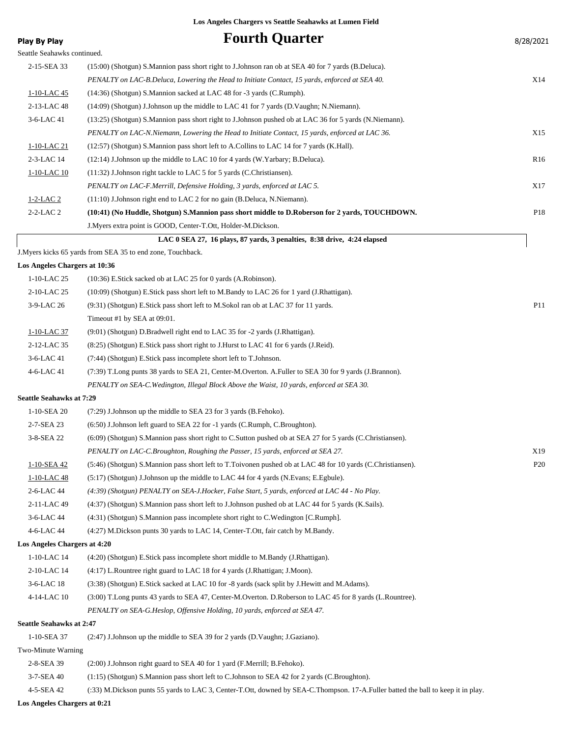**Los Angeles Chargers vs Seattle Seahawks at Lumen Field**

**Play By Play**

# Fourth Quarter

8/28/2021

Seattle Seahawks continued.

| Down | Play | |
|---|---|---|
| 2-15-SEA 33 | (15:00) (Shotgun) S.Mannion pass short right to J.Johnson ran ob at SEA 40 for 7 yards (B.Deluca). | |
| | *PENALTY on LAC-B.Deluca, Lowering the Head to Initiate Contact, 15 yards, enforced at SEA 40.* | X14 |
| 1-10-LAC 45 | (14:36) (Shotgun) S.Mannion sacked at LAC 48 for -3 yards (C.Rumph). | |
| 2-13-LAC 48 | (14:09) (Shotgun) J.Johnson up the middle to LAC 41 for 7 yards (D.Vaughn; N.Niemann). | |
| 3-6-LAC 41 | (13:25) (Shotgun) S.Mannion pass short right to J.Johnson pushed ob at LAC 36 for 5 yards (N.Niemann). | |
| | *PENALTY on LAC-N.Niemann, Lowering the Head to Initiate Contact, 15 yards, enforced at LAC 36.* | X15 |
| 1-10-LAC 21 | (12:57) (Shotgun) S.Mannion pass short left to A.Collins to LAC 14 for 7 yards (K.Hall). | |
| 2-3-LAC 14 | (12:14) J.Johnson up the middle to LAC 10 for 4 yards (W.Yarbary; B.Deluca). | R16 |
| 1-10-LAC 10 | (11:32) J.Johnson right tackle to LAC 5 for 5 yards (C.Christiansen). | |
| | *PENALTY on LAC-F.Merrill, Defensive Holding, 3 yards, enforced at LAC 5.* | X17 |
| 1-2-LAC 2 | (11:10) J.Johnson right end to LAC 2 for no gain (B.Deluca, N.Niemann). | |
| 2-2-LAC 2 | **(10:41) (No Huddle, Shotgun) S.Mannion pass short middle to D.Roberson for 2 yards, TOUCHDOWN.** | P18 |
| | J.Myers extra point is GOOD, Center-T.Ott, Holder-M.Dickson. | |

**LAC 0 SEA 27, 16 plays, 87 yards, 3 penalties, 8:38 drive, 4:24 elapsed**

J.Myers kicks 65 yards from SEA 35 to end zone, Touchback.

**Los Angeles Chargers at 10:36**

| Down | Play | |
|---|---|---|
| 1-10-LAC 25 | (10:36) E.Stick sacked ob at LAC 25 for 0 yards (A.Robinson). | |
| 2-10-LAC 25 | (10:09) (Shotgun) E.Stick pass short left to M.Bandy to LAC 26 for 1 yard (J.Rhattigan). | |
| 3-9-LAC 26 | (9:31) (Shotgun) E.Stick pass short left to M.Sokol ran ob at LAC 37 for 11 yards. | P11 |
| | Timeout #1 by SEA at 09:01. | |
| 1-10-LAC 37 | (9:01) (Shotgun) D.Bradwell right end to LAC 35 for -2 yards (J.Rhattigan). | |
| 2-12-LAC 35 | (8:25) (Shotgun) E.Stick pass short right to J.Hurst to LAC 41 for 6 yards (J.Reid). | |
| 3-6-LAC 41 | (7:44) (Shotgun) E.Stick pass incomplete short left to T.Johnson. | |
| 4-6-LAC 41 | (7:39) T.Long punts 38 yards to SEA 21, Center-M.Overton. A.Fuller to SEA 30 for 9 yards (J.Brannon). | |
| | *PENALTY on SEA-C.Wedington, Illegal Block Above the Waist, 10 yards, enforced at SEA 30.* | |

**Seattle Seahawks at 7:29**

| Down | Play | |
|---|---|---|
| 1-10-SEA 20 | (7:29) J.Johnson up the middle to SEA 23 for 3 yards (B.Fehoko). | |
| 2-7-SEA 23 | (6:50) J.Johnson left guard to SEA 22 for -1 yards (C.Rumph, C.Broughton). | |
| 3-8-SEA 22 | (6:09) (Shotgun) S.Mannion pass short right to C.Sutton pushed ob at SEA 27 for 5 yards (C.Christiansen). | |
| | *PENALTY on LAC-C.Broughton, Roughing the Passer, 15 yards, enforced at SEA 27.* | X19 |
| 1-10-SEA 42 | (5:46) (Shotgun) S.Mannion pass short left to T.Toivonen pushed ob at LAC 48 for 10 yards (C.Christiansen). | P20 |
| 1-10-LAC 48 | (5:17) (Shotgun) J.Johnson up the middle to LAC 44 for 4 yards (N.Evans; E.Egbule). | |
| 2-6-LAC 44 | *(4:39) (Shotgun) PENALTY on SEA-J.Hocker, False Start, 5 yards, enforced at LAC 44 - No Play.* | |
| 2-11-LAC 49 | (4:37) (Shotgun) S.Mannion pass short left to J.Johnson pushed ob at LAC 44 for 5 yards (K.Sails). | |
| 3-6-LAC 44 | (4:31) (Shotgun) S.Mannion pass incomplete short right to C.Wedington [C.Rumph]. | |
| 4-6-LAC 44 | (4:27) M.Dickson punts 30 yards to LAC 14, Center-T.Ott, fair catch by M.Bandy. | |

**Los Angeles Chargers at 4:20**

| Down | Play | |
|---|---|---|
| 1-10-LAC 14 | (4:20) (Shotgun) E.Stick pass incomplete short middle to M.Bandy (J.Rhattigan). | |
| 2-10-LAC 14 | (4:17) L.Rountree right guard to LAC 18 for 4 yards (J.Rhattigan; J.Moon). | |
| 3-6-LAC 18 | (3:38) (Shotgun) E.Stick sacked at LAC 10 for -8 yards (sack split by J.Hewitt and M.Adams). | |
| 4-14-LAC 10 | (3:00) T.Long punts 43 yards to SEA 47, Center-M.Overton. D.Roberson to LAC 45 for 8 yards (L.Rountree). | |
| | *PENALTY on SEA-G.Heslop, Offensive Holding, 10 yards, enforced at SEA 47.* | |

**Seattle Seahawks at 2:47**

| Down | Play | |
|---|---|---|
| 1-10-SEA 37 | (2:47) J.Johnson up the middle to SEA 39 for 2 yards (D.Vaughn; J.Gaziano). | |
| Two-Minute Warning | | |
| 2-8-SEA 39 | (2:00) J.Johnson right guard to SEA 40 for 1 yard (F.Merrill; B.Fehoko). | |
| 3-7-SEA 40 | (1:15) (Shotgun) S.Mannion pass short left to C.Johnson to SEA 42 for 2 yards (C.Broughton). | |
| 4-5-SEA 42 | (:33) M.Dickson punts 55 yards to LAC 3, Center-T.Ott, downed by SEA-C.Thompson. 17-A.Fuller batted the ball to keep it in play. | |

**Los Angeles Chargers at 0:21**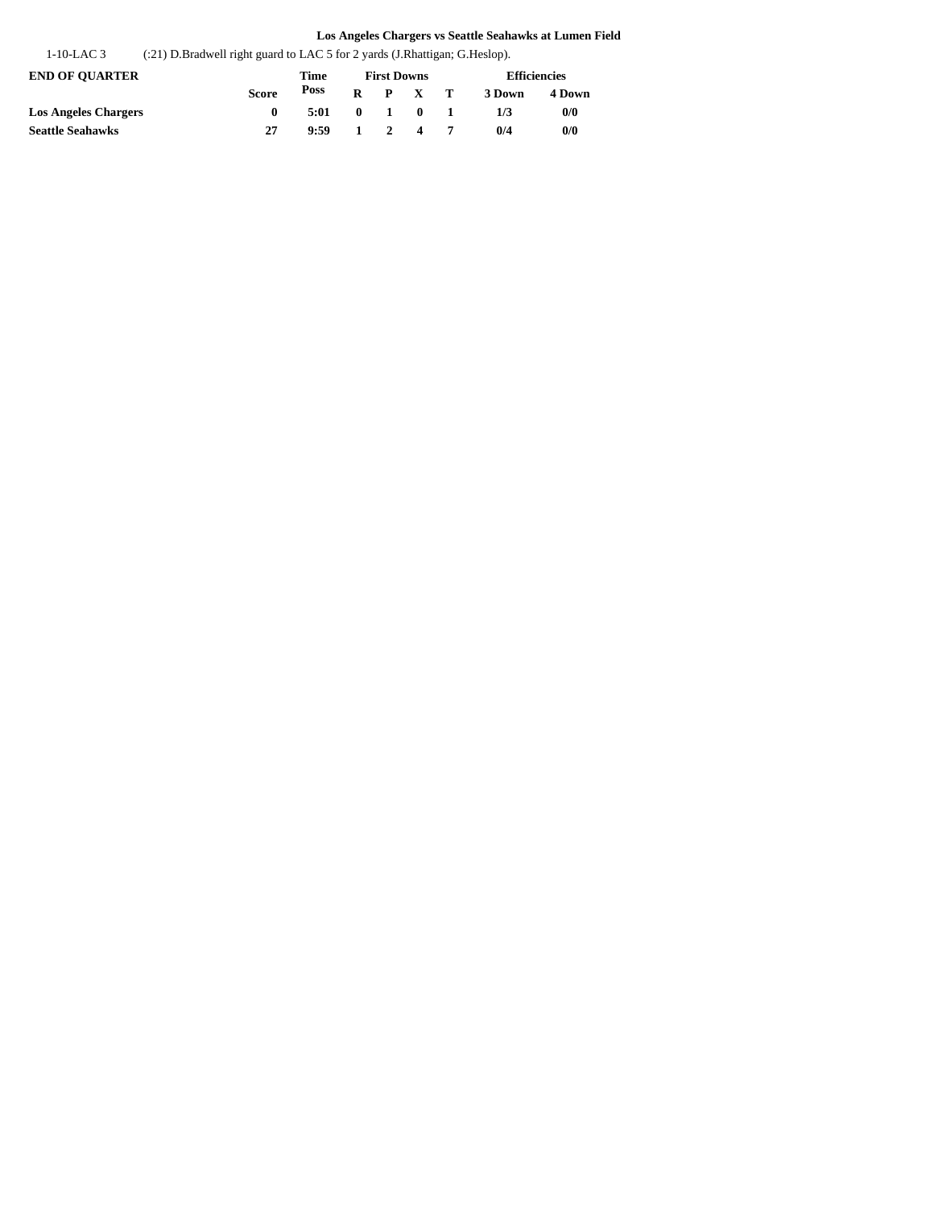Los Angeles Chargers vs Seattle Seahawks at Lumen Field

1-10-LAC 3 (:21) D.Bradwell right guard to LAC 5 for 2 yards (J.Rhattigan; G.Heslop).

| END OF QUARTER | Score | Time Poss | First Downs | | | | Efficiencies | |
|---|---|---|---|---|---|---|---|---|
| | | | R | P | X | T | 3 Down | 4 Down |
| **Los Angeles Chargers** | **0** | **5:01** | **0** | **1** | **0** | **1** | **1/3** | **0/0** |
| **Seattle Seahawks** | **27** | **9:59** | **1** | **2** | **4** | **7** | **0/4** | **0/0** |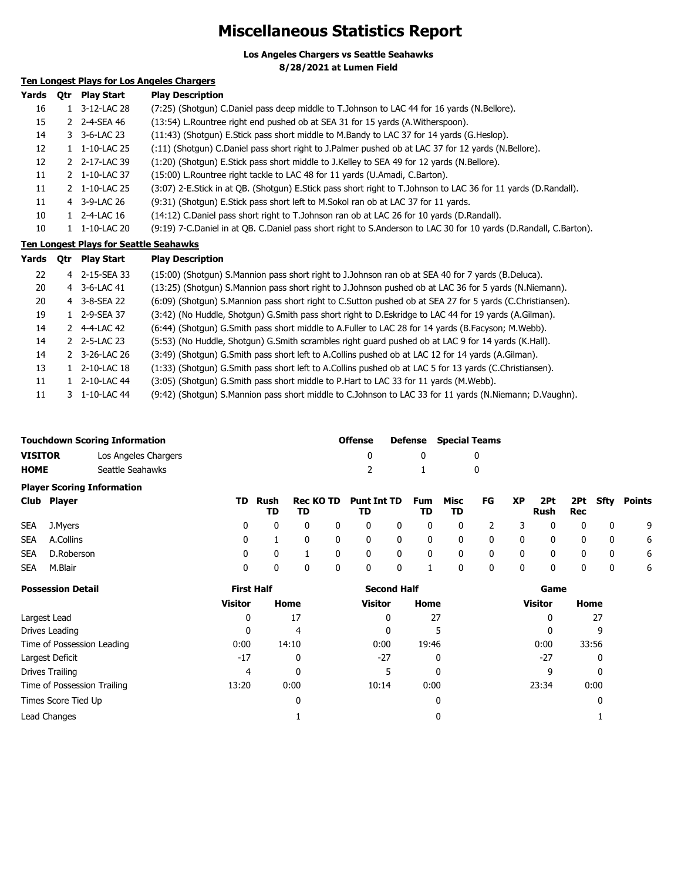# Miscellaneous Statistics Report

**Los Angeles Chargers vs Seattle Seahawks**
**8/28/2021 at Lumen Field**

### Ten Longest Plays for Los Angeles Chargers

| Yards | Qtr | Play Start | Play Description |
|---|---|---|---|
| 16 | 1 | 3-12-LAC 28 | (7:25) (Shotgun) C.Daniel pass deep middle to T.Johnson to LAC 44 for 16 yards (N.Bellore). |
| 15 | 2 | 2-4-SEA 46 | (13:54) L.Rountree right end pushed ob at SEA 31 for 15 yards (A.Witherspoon). |
| 14 | 3 | 3-6-LAC 23 | (11:43) (Shotgun) E.Stick pass short middle to M.Bandy to LAC 37 for 14 yards (G.Heslop). |
| 12 | 1 | 1-10-LAC 25 | (:11) (Shotgun) C.Daniel pass short right to J.Palmer pushed ob at LAC 37 for 12 yards (N.Bellore). |
| 12 | 2 | 2-17-LAC 39 | (1:20) (Shotgun) E.Stick pass short middle to J.Kelley to SEA 49 for 12 yards (N.Bellore). |
| 11 | 2 | 1-10-LAC 37 | (15:00) L.Rountree right tackle to LAC 48 for 11 yards (U.Amadi, C.Barton). |
| 11 | 2 | 1-10-LAC 25 | (3:07) 2-E.Stick in at QB. (Shotgun) E.Stick pass short right to T.Johnson to LAC 36 for 11 yards (D.Randall). |
| 11 | 4 | 3-9-LAC 26 | (9:31) (Shotgun) E.Stick pass short left to M.Sokol ran ob at LAC 37 for 11 yards. |
| 10 | 1 | 2-4-LAC 16 | (14:12) C.Daniel pass short right to T.Johnson ran ob at LAC 26 for 10 yards (D.Randall). |
| 10 | 1 | 1-10-LAC 20 | (9:19) 7-C.Daniel in at QB. C.Daniel pass short right to S.Anderson to LAC 30 for 10 yards (D.Randall, C.Barton). |

### Ten Longest Plays for Seattle Seahawks

| Yards | Qtr | Play Start | Play Description |
|---|---|---|---|
| 22 | 4 | 2-15-SEA 33 | (15:00) (Shotgun) S.Mannion pass short right to J.Johnson ran ob at SEA 40 for 7 yards (B.Deluca). |
| 20 | 4 | 3-6-LAC 41 | (13:25) (Shotgun) S.Mannion pass short right to J.Johnson pushed ob at LAC 36 for 5 yards (N.Niemann). |
| 20 | 4 | 3-8-SEA 22 | (6:09) (Shotgun) S.Mannion pass short right to C.Sutton pushed ob at SEA 27 for 5 yards (C.Christiansen). |
| 19 | 1 | 2-9-SEA 37 | (3:42) (No Huddle, Shotgun) G.Smith pass short right to D.Eskridge to LAC 44 for 19 yards (A.Gilman). |
| 14 | 2 | 4-4-LAC 42 | (6:44) (Shotgun) G.Smith pass short middle to A.Fuller to LAC 28 for 14 yards (B.Facyson; M.Webb). |
| 14 | 2 | 2-5-LAC 23 | (5:53) (No Huddle, Shotgun) G.Smith scrambles right guard pushed ob at LAC 9 for 14 yards (K.Hall). |
| 14 | 2 | 3-26-LAC 26 | (3:49) (Shotgun) G.Smith pass short left to A.Collins pushed ob at LAC 12 for 14 yards (A.Gilman). |
| 13 | 1 | 2-10-LAC 18 | (1:33) (Shotgun) G.Smith pass short left to A.Collins pushed ob at LAC 5 for 13 yards (C.Christiansen). |
| 11 | 1 | 2-10-LAC 44 | (3:05) (Shotgun) G.Smith pass short middle to P.Hart to LAC 33 for 11 yards (M.Webb). |
| 11 | 3 | 1-10-LAC 44 | (9:42) (Shotgun) S.Mannion pass short middle to C.Johnson to LAC 33 for 11 yards (N.Niemann; D.Vaughn). |

### Touchdown Scoring Information

| | | Offense | Defense | Special Teams |
|---|---|---|---|---|
| **VISITOR** | Los Angeles Chargers | 0 | 0 | 0 |
| **HOME** | Seattle Seahawks | 2 | 1 | 0 |

### Player Scoring Information

| Club | Player | TD | Rush TD | Rec TD | KO TD | Punt TD | Int TD | Fum TD | Misc TD | FG | XP | 2Pt Rush | 2Pt Rec | Sfty | Points |
|---|---|---|---|---|---|---|---|---|---|---|---|---|---|---|---|
| SEA | J.Myers | 0 | 0 | 0 | 0 | 0 | 0 | 0 | 0 | 2 | 3 | 0 | 0 | 0 | 9 |
| SEA | A.Collins | 0 | 1 | 0 | 0 | 0 | 0 | 0 | 0 | 0 | 0 | 0 | 0 | 0 | 6 |
| SEA | D.Roberson | 0 | 0 | 1 | 0 | 0 | 0 | 0 | 0 | 0 | 0 | 0 | 0 | 0 | 6 |
| SEA | M.Blair | 0 | 0 | 0 | 0 | 0 | 0 | 1 | 0 | 0 | 0 | 0 | 0 | 0 | 6 |

### Possession Detail

| | First Half | | Second Half | | Game | |
|---|---|---|---|---|---|---|
| | Visitor | Home | Visitor | Home | Visitor | Home |
| Largest Lead | 0 | 17 | 0 | 27 | 0 | 27 |
| Drives Leading | 0 | 4 | 0 | 5 | 0 | 9 |
| Time of Possession Leading | 0:00 | 14:10 | 0:00 | 19:46 | 0:00 | 33:56 |
| Largest Deficit | -17 | 0 | -27 | 0 | -27 | 0 |
| Drives Trailing | 4 | 0 | 5 | 0 | 9 | 0 |
| Time of Possession Trailing | 13:20 | 0:00 | 10:14 | 0:00 | 23:34 | 0:00 |
| Times Score Tied Up | | 0 | | 0 | | 0 |
| Lead Changes | | 1 | | 0 | | 1 |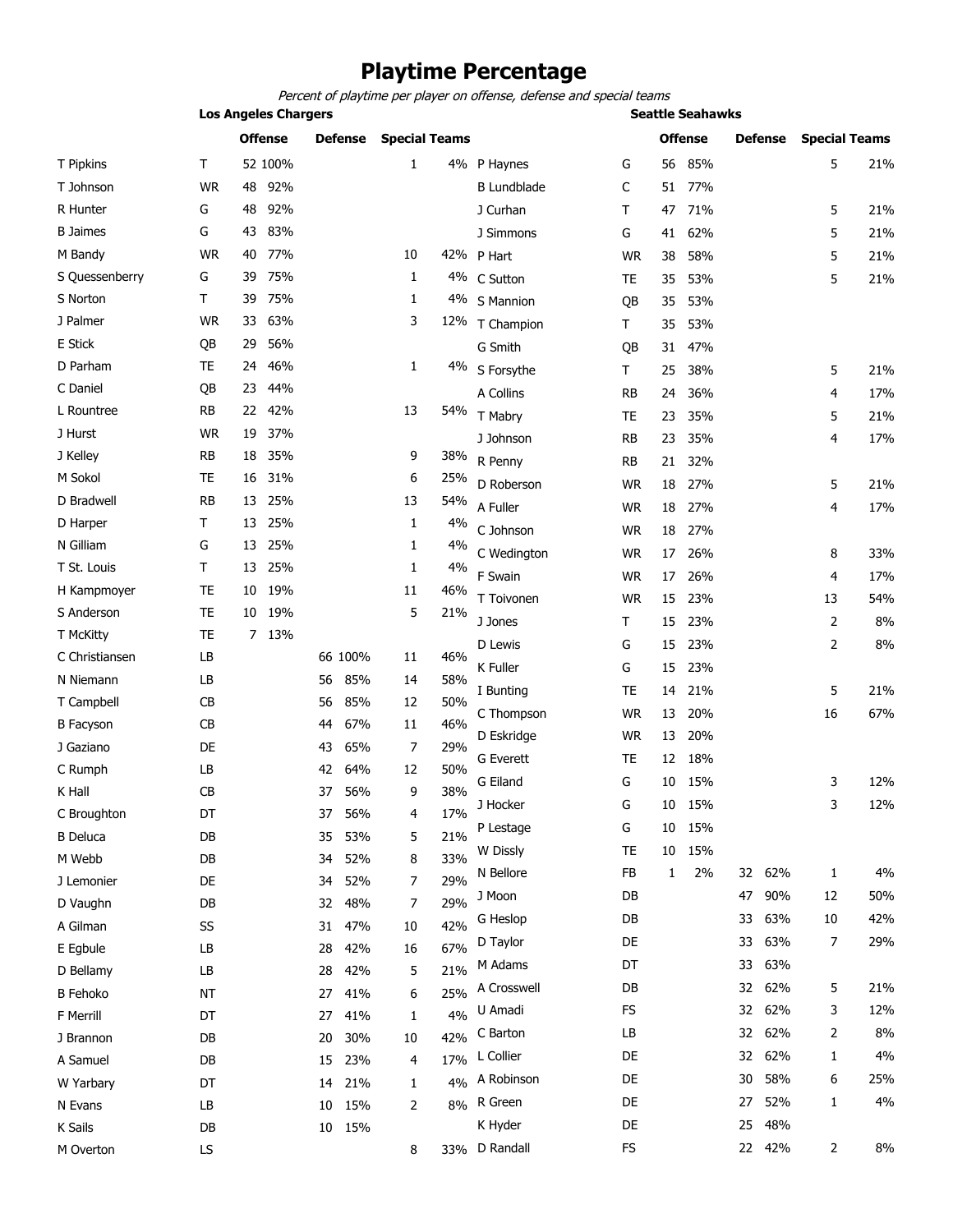# Playtime Percentage

*Percent of playtime per player on offense, defense and special teams*

## Los Angeles Chargers

| Player | Pos | Offense | | Defense | | Special Teams | |
|---|---|---|---|---|---|---|---|
| T Pipkins | T | 52 | 100% | | | 1 | 4% |
| T Johnson | WR | 48 | 92% | | | | |
| R Hunter | G | 48 | 92% | | | | |
| B Jaimes | G | 43 | 83% | | | | |
| M Bandy | WR | 40 | 77% | | | 10 | 42% |
| S Quessenberry | G | 39 | 75% | | | 1 | 4% |
| S Norton | T | 39 | 75% | | | 1 | 4% |
| J Palmer | WR | 33 | 63% | | | 3 | 12% |
| E Stick | QB | 29 | 56% | | | | |
| D Parham | TE | 24 | 46% | | | 1 | 4% |
| C Daniel | QB | 23 | 44% | | | | |
| L Rountree | RB | 22 | 42% | | | 13 | 54% |
| J Hurst | WR | 19 | 37% | | | | |
| J Kelley | RB | 18 | 35% | | | 9 | 38% |
| M Sokol | TE | 16 | 31% | | | 6 | 25% |
| D Bradwell | RB | 13 | 25% | | | 13 | 54% |
| D Harper | T | 13 | 25% | | | 1 | 4% |
| N Gilliam | G | 13 | 25% | | | 1 | 4% |
| T St. Louis | T | 13 | 25% | | | 1 | 4% |
| H Kampmoyer | TE | 10 | 19% | | | 11 | 46% |
| S Anderson | TE | 10 | 19% | | | 5 | 21% |
| T McKitty | TE | 7 | 13% | | | | |
| C Christiansen | LB | | | 66 | 100% | 11 | 46% |
| N Niemann | LB | | | 56 | 85% | 14 | 58% |
| T Campbell | CB | | | 56 | 85% | 12 | 50% |
| B Facyson | CB | | | 44 | 67% | 11 | 46% |
| J Gaziano | DE | | | 43 | 65% | 7 | 29% |
| C Rumph | LB | | | 42 | 64% | 12 | 50% |
| K Hall | CB | | | 37 | 56% | 9 | 38% |
| C Broughton | DT | | | 37 | 56% | 4 | 17% |
| B Deluca | DB | | | 35 | 53% | 5 | 21% |
| M Webb | DB | | | 34 | 52% | 8 | 33% |
| J Lemonier | DE | | | 34 | 52% | 7 | 29% |
| D Vaughn | DB | | | 32 | 48% | 7 | 29% |
| A Gilman | SS | | | 31 | 47% | 10 | 42% |
| E Egbule | LB | | | 28 | 42% | 16 | 67% |
| D Bellamy | LB | | | 28 | 42% | 5 | 21% |
| B Fehoko | NT | | | 27 | 41% | 6 | 25% |
| F Merrill | DT | | | 27 | 41% | 1 | 4% |
| J Brannon | DB | | | 20 | 30% | 10 | 42% |
| A Samuel | DB | | | 15 | 23% | 4 | 17% |
| W Yarbary | DT | | | 14 | 21% | 1 | 4% |
| N Evans | LB | | | 10 | 15% | 2 | 8% |
| K Sails | DB | | | 10 | 15% | | |
| M Overton | LS | | | | | 8 | 33% |

## Seattle Seahawks

| Player | Pos | Offense | | Defense | | Special Teams | |
|---|---|---|---|---|---|---|---|
| P Haynes | G | 56 | 85% | | | 5 | 21% |
| B Lundblade | C | 51 | 77% | | | | |
| J Curhan | T | 47 | 71% | | | 5 | 21% |
| J Simmons | G | 41 | 62% | | | 5 | 21% |
| P Hart | WR | 38 | 58% | | | 5 | 21% |
| C Sutton | TE | 35 | 53% | | | 5 | 21% |
| S Mannion | QB | 35 | 53% | | | | |
| T Champion | T | 35 | 53% | | | | |
| G Smith | QB | 31 | 47% | | | | |
| S Forsythe | T | 25 | 38% | | | 5 | 21% |
| A Collins | RB | 24 | 36% | | | 4 | 17% |
| T Mabry | TE | 23 | 35% | | | 5 | 21% |
| J Johnson | RB | 23 | 35% | | | 4 | 17% |
| R Penny | RB | 21 | 32% | | | | |
| D Roberson | WR | 18 | 27% | | | 5 | 21% |
| A Fuller | WR | 18 | 27% | | | 4 | 17% |
| C Johnson | WR | 18 | 27% | | | | |
| C Wedington | WR | 17 | 26% | | | 8 | 33% |
| F Swain | WR | 17 | 26% | | | 4 | 17% |
| T Toivonen | WR | 15 | 23% | | | 13 | 54% |
| J Jones | T | 15 | 23% | | | 2 | 8% |
| D Lewis | G | 15 | 23% | | | 2 | 8% |
| K Fuller | G | 15 | 23% | | | | |
| I Bunting | TE | 14 | 21% | | | 5 | 21% |
| C Thompson | WR | 13 | 20% | | | 16 | 67% |
| D Eskridge | WR | 13 | 20% | | | | |
| G Everett | TE | 12 | 18% | | | | |
| G Eiland | G | 10 | 15% | | | 3 | 12% |
| J Hocker | G | 10 | 15% | | | 3 | 12% |
| P Lestage | G | 10 | 15% | | | | |
| W Dissly | TE | 10 | 15% | | | | |
| N Bellore | FB | 1 | 2% | 32 | 62% | 1 | 4% |
| J Moon | DB | | | 47 | 90% | 12 | 50% |
| G Heslop | DB | | | 33 | 63% | 10 | 42% |
| D Taylor | DE | | | 33 | 63% | 7 | 29% |
| M Adams | DT | | | 33 | 63% | | |
| A Crosswell | DB | | | 32 | 62% | 5 | 21% |
| U Amadi | FS | | | 32 | 62% | 3 | 12% |
| C Barton | LB | | | 32 | 62% | 2 | 8% |
| L Collier | DE | | | 32 | 62% | 1 | 4% |
| A Robinson | DE | | | 30 | 58% | 6 | 25% |
| R Green | DE | | | 27 | 52% | 1 | 4% |
| K Hyder | DE | | | 25 | 48% | | |
| D Randall | FS | | | 22 | 42% | 2 | 8% |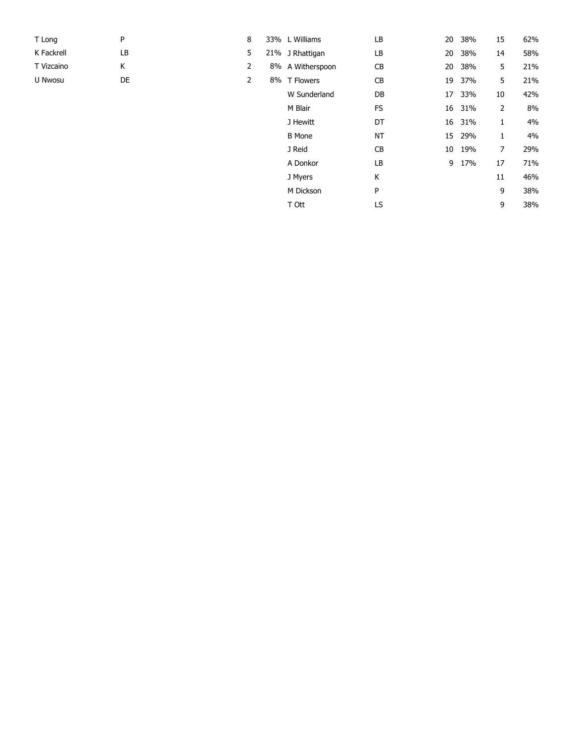| | | | | | | | | | |
|---|---|---|---|---|---|---|---|---|---|
| T Long | P | 8 | 33% | L Williams | LB | 20 | 38% | 15 | 62% |
| K Fackrell | LB | 5 | 21% | J Rhattigan | LB | 20 | 38% | 14 | 58% |
| T Vizcaino | K | 2 | 8% | A Witherspoon | CB | 20 | 38% | 5 | 21% |
| U Nwosu | DE | 2 | 8% | T Flowers | CB | 19 | 37% | 5 | 21% |
| | | | | W Sunderland | DB | 17 | 33% | 10 | 42% |
| | | | | M Blair | FS | 16 | 31% | 2 | 8% |
| | | | | J Hewitt | DT | 16 | 31% | 1 | 4% |
| | | | | B Mone | NT | 15 | 29% | 1 | 4% |
| | | | | J Reid | CB | 10 | 19% | 7 | 29% |
| | | | | A Donkor | LB | 9 | 17% | 17 | 71% |
| | | | | J Myers | K | | | 11 | 46% |
| | | | | M Dickson | P | | | 9 | 38% |
| | | | | T Ott | LS | | | 9 | 38% |